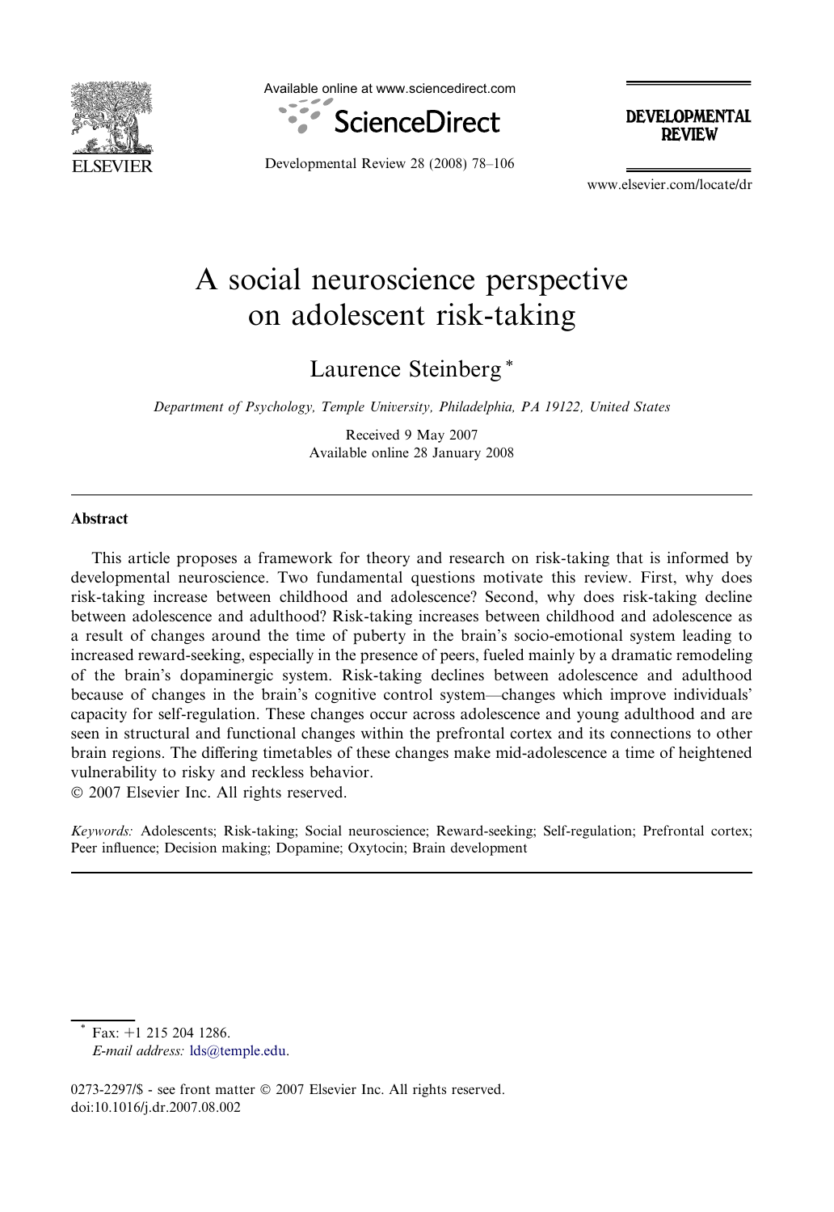Available online at www.sciencedirect.com

ScienceDirect

DEVELOPMENTAL REVIEW

www.elsevier.com/locate/dr

# A social neuroscience perspective on adolescent risk-taking

Laurence Steinberg *

*Department of Psychology, Temple University, Philadelphia, PA 19122, United States*

Received 9 May 2007
Available online 28 January 2008

## Abstract

This article proposes a framework for theory and research on risk-taking that is informed by developmental neuroscience. Two fundamental questions motivate this review. First, why does risk-taking increase between childhood and adolescence? Second, why does risk-taking decline between adolescence and adulthood? Risk-taking increases between childhood and adolescence as a result of changes around the time of puberty in the brain's socio-emotional system leading to increased reward-seeking, especially in the presence of peers, fueled mainly by a dramatic remodeling of the brain's dopaminergic system. Risk-taking declines between adolescence and adulthood because of changes in the brain's cognitive control system—changes which improve individuals' capacity for self-regulation. These changes occur across adolescence and young adulthood and are seen in structural and functional changes within the prefrontal cortex and its connections to other brain regions. The differing timetables of these changes make mid-adolescence a time of heightened vulnerability to risky and reckless behavior.

© 2007 Elsevier Inc. All rights reserved.

*Keywords:* Adolescents; Risk-taking; Social neuroscience; Reward-seeking; Self-regulation; Prefrontal cortex; Peer influence; Decision making; Dopamine; Oxytocin; Brain development

* Fax: +1 215 204 1286.
*E-mail address:* lds@temple.edu.

0273-2297/$ - see front matter © 2007 Elsevier Inc. All rights reserved.
doi:10.1016/j.dr.2007.08.002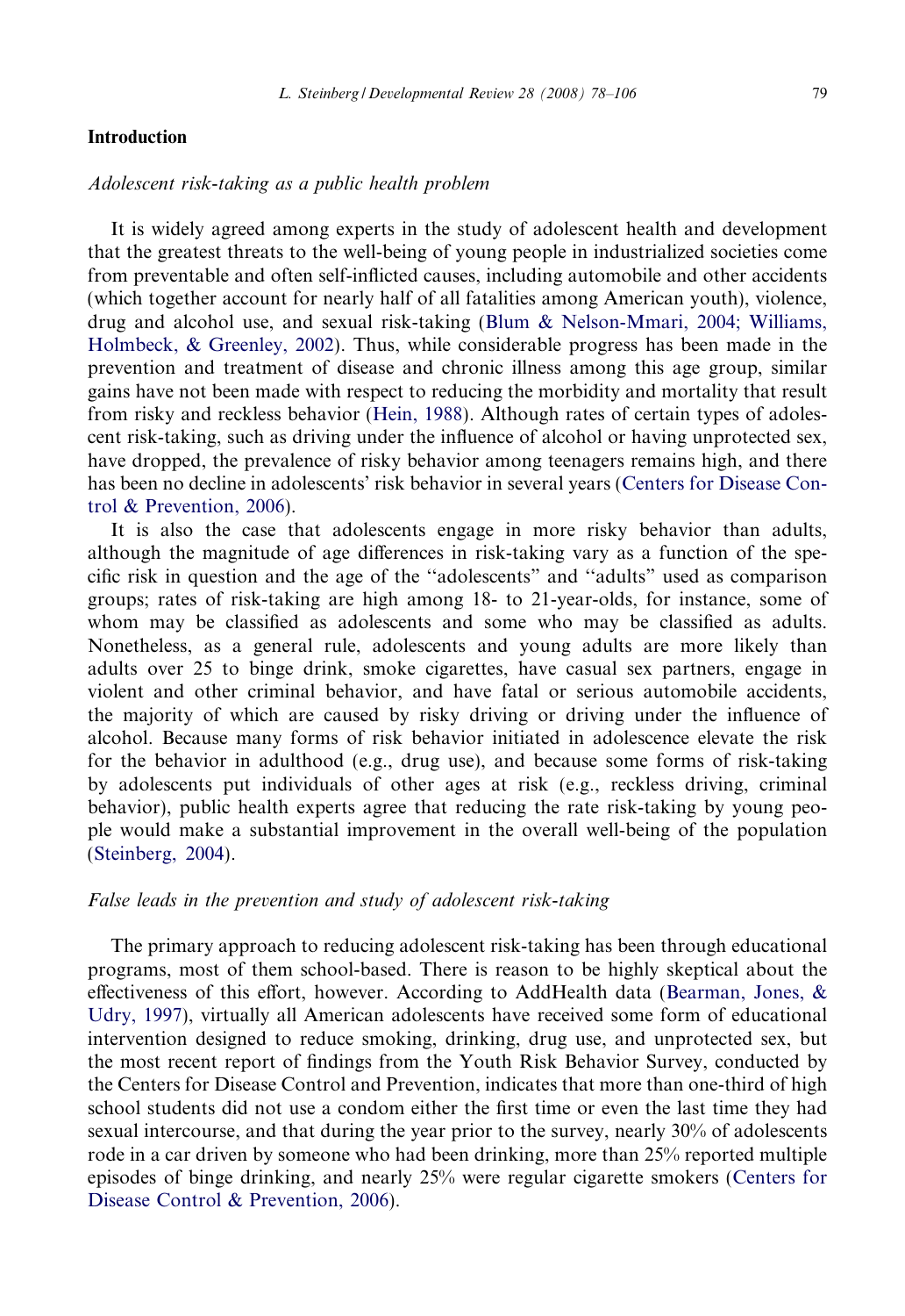## Introduction

### *Adolescent risk-taking as a public health problem*

It is widely agreed among experts in the study of adolescent health and development that the greatest threats to the well-being of young people in industrialized societies come from preventable and often self-inflicted causes, including automobile and other accidents (which together account for nearly half of all fatalities among American youth), violence, drug and alcohol use, and sexual risk-taking (Blum & Nelson-Mmari, 2004; Williams, Holmbeck, & Greenley, 2002). Thus, while considerable progress has been made in the prevention and treatment of disease and chronic illness among this age group, similar gains have not been made with respect to reducing the morbidity and mortality that result from risky and reckless behavior (Hein, 1988). Although rates of certain types of adolescent risk-taking, such as driving under the influence of alcohol or having unprotected sex, have dropped, the prevalence of risky behavior among teenagers remains high, and there has been no decline in adolescents' risk behavior in several years (Centers for Disease Control & Prevention, 2006).

It is also the case that adolescents engage in more risky behavior than adults, although the magnitude of age differences in risk-taking vary as a function of the specific risk in question and the age of the ''adolescents'' and ''adults'' used as comparison groups; rates of risk-taking are high among 18- to 21-year-olds, for instance, some of whom may be classified as adolescents and some who may be classified as adults. Nonetheless, as a general rule, adolescents and young adults are more likely than adults over 25 to binge drink, smoke cigarettes, have casual sex partners, engage in violent and other criminal behavior, and have fatal or serious automobile accidents, the majority of which are caused by risky driving or driving under the influence of alcohol. Because many forms of risk behavior initiated in adolescence elevate the risk for the behavior in adulthood (e.g., drug use), and because some forms of risk-taking by adolescents put individuals of other ages at risk (e.g., reckless driving, criminal behavior), public health experts agree that reducing the rate risk-taking by young people would make a substantial improvement in the overall well-being of the population (Steinberg, 2004).

### *False leads in the prevention and study of adolescent risk-taking*

The primary approach to reducing adolescent risk-taking has been through educational programs, most of them school-based. There is reason to be highly skeptical about the effectiveness of this effort, however. According to AddHealth data (Bearman, Jones, & Udry, 1997), virtually all American adolescents have received some form of educational intervention designed to reduce smoking, drinking, drug use, and unprotected sex, but the most recent report of findings from the Youth Risk Behavior Survey, conducted by the Centers for Disease Control and Prevention, indicates that more than one-third of high school students did not use a condom either the first time or even the last time they had sexual intercourse, and that during the year prior to the survey, nearly 30% of adolescents rode in a car driven by someone who had been drinking, more than 25% reported multiple episodes of binge drinking, and nearly 25% were regular cigarette smokers (Centers for Disease Control & Prevention, 2006).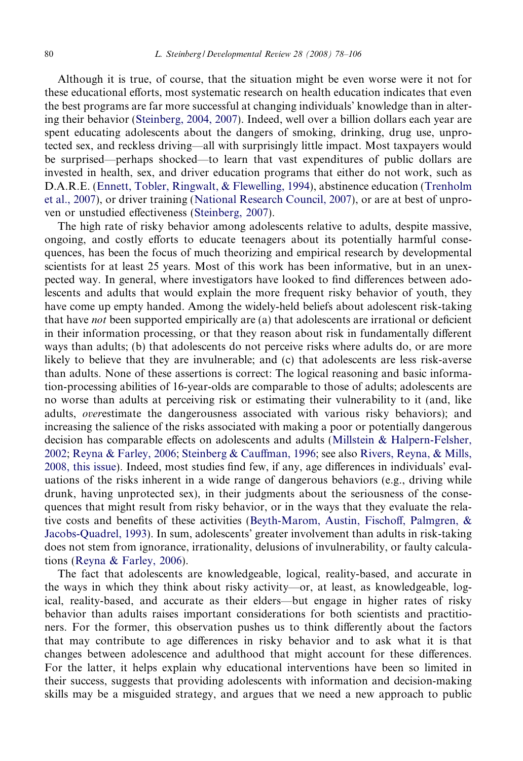Although it is true, of course, that the situation might be even worse were it not for these educational efforts, most systematic research on health education indicates that even the best programs are far more successful at changing individuals' knowledge than in altering their behavior (Steinberg, 2004, 2007). Indeed, well over a billion dollars each year are spent educating adolescents about the dangers of smoking, drinking, drug use, unprotected sex, and reckless driving—all with surprisingly little impact. Most taxpayers would be surprised—perhaps shocked—to learn that vast expenditures of public dollars are invested in health, sex, and driver education programs that either do not work, such as D.A.R.E. (Ennett, Tobler, Ringwalt, & Flewelling, 1994), abstinence education (Trenholm et al., 2007), or driver training (National Research Council, 2007), or are at best of unproven or unstudied effectiveness (Steinberg, 2007).

The high rate of risky behavior among adolescents relative to adults, despite massive, ongoing, and costly efforts to educate teenagers about its potentially harmful consequences, has been the focus of much theorizing and empirical research by developmental scientists for at least 25 years. Most of this work has been informative, but in an unexpected way. In general, where investigators have looked to find differences between adolescents and adults that would explain the more frequent risky behavior of youth, they have come up empty handed. Among the widely-held beliefs about adolescent risk-taking that have *not* been supported empirically are (a) that adolescents are irrational or deficient in their information processing, or that they reason about risk in fundamentally different ways than adults; (b) that adolescents do not perceive risks where adults do, or are more likely to believe that they are invulnerable; and (c) that adolescents are less risk-averse than adults. None of these assertions is correct: The logical reasoning and basic information-processing abilities of 16-year-olds are comparable to those of adults; adolescents are no worse than adults at perceiving risk or estimating their vulnerability to it (and, like adults, *over*estimate the dangerousness associated with various risky behaviors); and increasing the salience of the risks associated with making a poor or potentially dangerous decision has comparable effects on adolescents and adults (Millstein & Halpern-Felsher, 2002; Reyna & Farley, 2006; Steinberg & Cauffman, 1996; see also Rivers, Reyna, & Mills, 2008, this issue). Indeed, most studies find few, if any, age differences in individuals' evaluations of the risks inherent in a wide range of dangerous behaviors (e.g., driving while drunk, having unprotected sex), in their judgments about the seriousness of the consequences that might result from risky behavior, or in the ways that they evaluate the relative costs and benefits of these activities (Beyth-Marom, Austin, Fischoff, Palmgren, & Jacobs-Quadrel, 1993). In sum, adolescents' greater involvement than adults in risk-taking does not stem from ignorance, irrationality, delusions of invulnerability, or faulty calculations (Reyna & Farley, 2006).

The fact that adolescents are knowledgeable, logical, reality-based, and accurate in the ways in which they think about risky activity—or, at least, as knowledgeable, logical, reality-based, and accurate as their elders—but engage in higher rates of risky behavior than adults raises important considerations for both scientists and practitioners. For the former, this observation pushes us to think differently about the factors that may contribute to age differences in risky behavior and to ask what it is that changes between adolescence and adulthood that might account for these differences. For the latter, it helps explain why educational interventions have been so limited in their success, suggests that providing adolescents with information and decision-making skills may be a misguided strategy, and argues that we need a new approach to public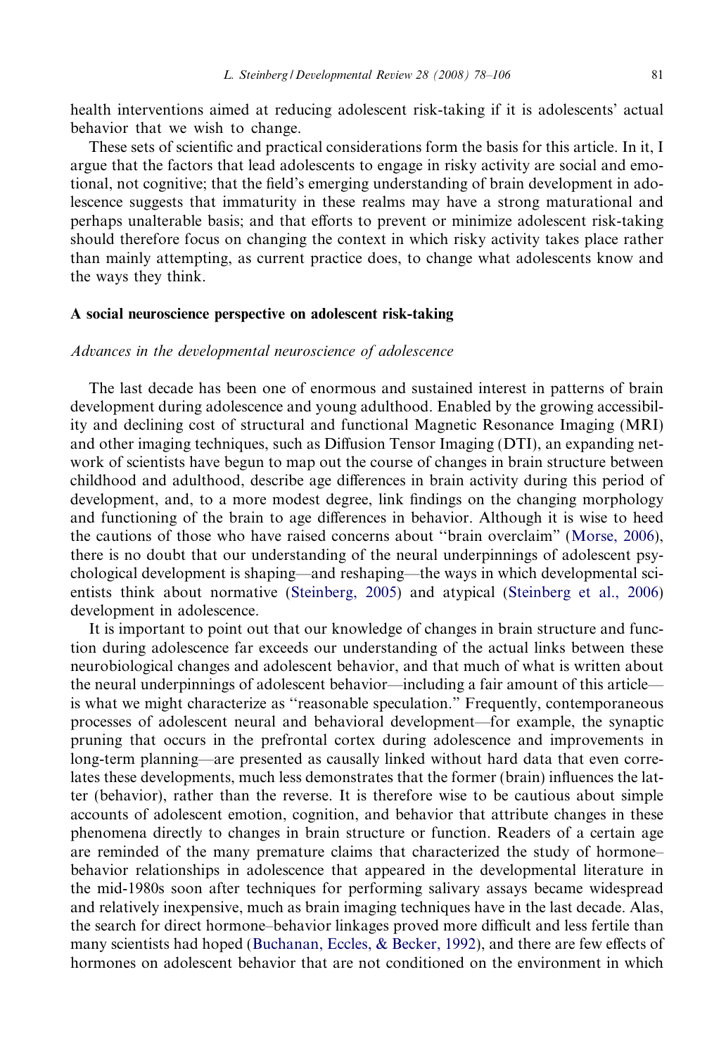health interventions aimed at reducing adolescent risk-taking if it is adolescents' actual behavior that we wish to change.

These sets of scientific and practical considerations form the basis for this article. In it, I argue that the factors that lead adolescents to engage in risky activity are social and emotional, not cognitive; that the field's emerging understanding of brain development in adolescence suggests that immaturity in these realms may have a strong maturational and perhaps unalterable basis; and that efforts to prevent or minimize adolescent risk-taking should therefore focus on changing the context in which risky activity takes place rather than mainly attempting, as current practice does, to change what adolescents know and the ways they think.

## A social neuroscience perspective on adolescent risk-taking

### *Advances in the developmental neuroscience of adolescence*

The last decade has been one of enormous and sustained interest in patterns of brain development during adolescence and young adulthood. Enabled by the growing accessibility and declining cost of structural and functional Magnetic Resonance Imaging (MRI) and other imaging techniques, such as Diffusion Tensor Imaging (DTI), an expanding network of scientists have begun to map out the course of changes in brain structure between childhood and adulthood, describe age differences in brain activity during this period of development, and, to a more modest degree, link findings on the changing morphology and functioning of the brain to age differences in behavior. Although it is wise to heed the cautions of those who have raised concerns about "brain overclaim" (Morse, 2006), there is no doubt that our understanding of the neural underpinnings of adolescent psychological development is shaping—and reshaping—the ways in which developmental scientists think about normative (Steinberg, 2005) and atypical (Steinberg et al., 2006) development in adolescence.

It is important to point out that our knowledge of changes in brain structure and function during adolescence far exceeds our understanding of the actual links between these neurobiological changes and adolescent behavior, and that much of what is written about the neural underpinnings of adolescent behavior—including a fair amount of this article—is what we might characterize as "reasonable speculation." Frequently, contemporaneous processes of adolescent neural and behavioral development—for example, the synaptic pruning that occurs in the prefrontal cortex during adolescence and improvements in long-term planning—are presented as causally linked without hard data that even correlates these developments, much less demonstrates that the former (brain) influences the latter (behavior), rather than the reverse. It is therefore wise to be cautious about simple accounts of adolescent emotion, cognition, and behavior that attribute changes in these phenomena directly to changes in brain structure or function. Readers of a certain age are reminded of the many premature claims that characterized the study of hormone–behavior relationships in adolescence that appeared in the developmental literature in the mid-1980s soon after techniques for performing salivary assays became widespread and relatively inexpensive, much as brain imaging techniques have in the last decade. Alas, the search for direct hormone–behavior linkages proved more difficult and less fertile than many scientists had hoped (Buchanan, Eccles, & Becker, 1992), and there are few effects of hormones on adolescent behavior that are not conditioned on the environment in which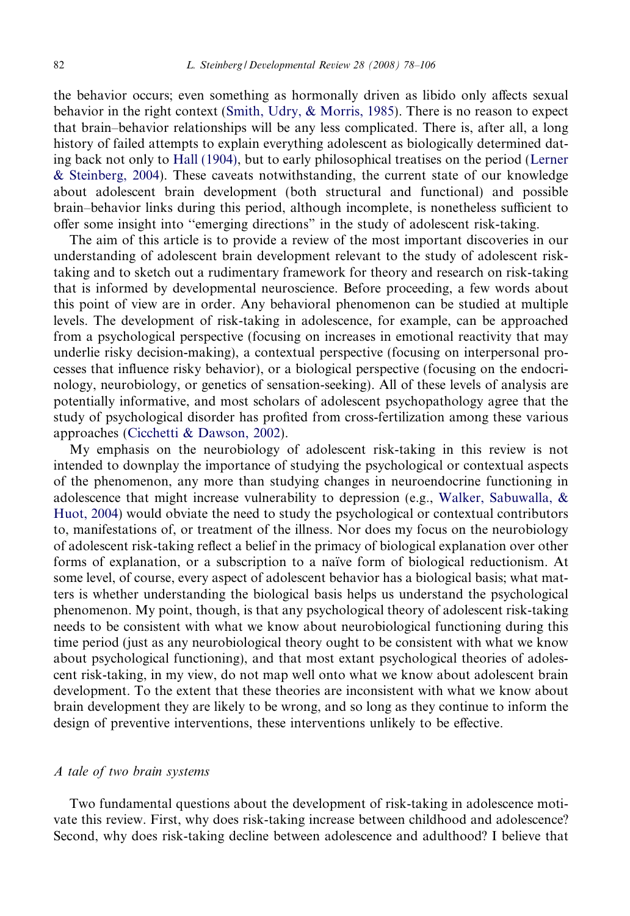the behavior occurs; even something as hormonally driven as libido only affects sexual behavior in the right context (Smith, Udry, & Morris, 1985). There is no reason to expect that brain–behavior relationships will be any less complicated. There is, after all, a long history of failed attempts to explain everything adolescent as biologically determined dating back not only to Hall (1904), but to early philosophical treatises on the period (Lerner & Steinberg, 2004). These caveats notwithstanding, the current state of our knowledge about adolescent brain development (both structural and functional) and possible brain–behavior links during this period, although incomplete, is nonetheless sufficient to offer some insight into ''emerging directions'' in the study of adolescent risk-taking.

The aim of this article is to provide a review of the most important discoveries in our understanding of adolescent brain development relevant to the study of adolescent risk-taking and to sketch out a rudimentary framework for theory and research on risk-taking that is informed by developmental neuroscience. Before proceeding, a few words about this point of view are in order. Any behavioral phenomenon can be studied at multiple levels. The development of risk-taking in adolescence, for example, can be approached from a psychological perspective (focusing on increases in emotional reactivity that may underlie risky decision-making), a contextual perspective (focusing on interpersonal processes that influence risky behavior), or a biological perspective (focusing on the endocrinology, neurobiology, or genetics of sensation-seeking). All of these levels of analysis are potentially informative, and most scholars of adolescent psychopathology agree that the study of psychological disorder has profited from cross-fertilization among these various approaches (Cicchetti & Dawson, 2002).

My emphasis on the neurobiology of adolescent risk-taking in this review is not intended to downplay the importance of studying the psychological or contextual aspects of the phenomenon, any more than studying changes in neuroendocrine functioning in adolescence that might increase vulnerability to depression (e.g., Walker, Sabuwalla, & Huot, 2004) would obviate the need to study the psychological or contextual contributors to, manifestations of, or treatment of the illness. Nor does my focus on the neurobiology of adolescent risk-taking reflect a belief in the primacy of biological explanation over other forms of explanation, or a subscription to a naïve form of biological reductionism. At some level, of course, every aspect of adolescent behavior has a biological basis; what matters is whether understanding the biological basis helps us understand the psychological phenomenon. My point, though, is that any psychological theory of adolescent risk-taking needs to be consistent with what we know about neurobiological functioning during this time period (just as any neurobiological theory ought to be consistent with what we know about psychological functioning), and that most extant psychological theories of adolescent risk-taking, in my view, do not map well onto what we know about adolescent brain development. To the extent that these theories are inconsistent with what we know about brain development they are likely to be wrong, and so long as they continue to inform the design of preventive interventions, these interventions unlikely to be effective.

## *A tale of two brain systems*

Two fundamental questions about the development of risk-taking in adolescence motivate this review. First, why does risk-taking increase between childhood and adolescence? Second, why does risk-taking decline between adolescence and adulthood? I believe that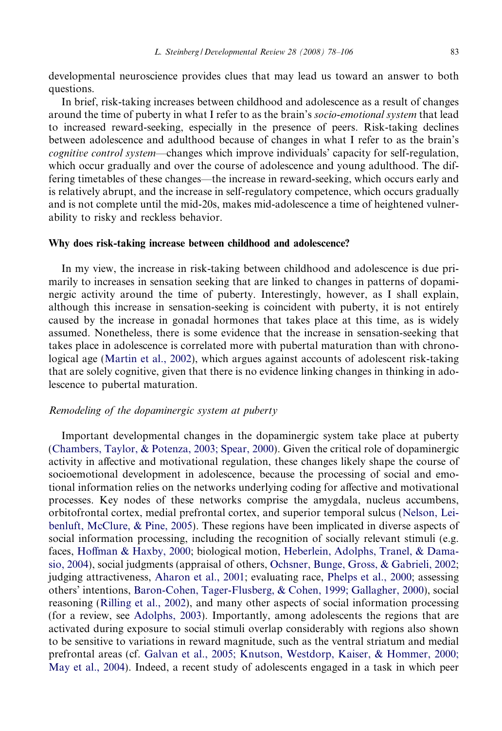developmental neuroscience provides clues that may lead us toward an answer to both questions.

In brief, risk-taking increases between childhood and adolescence as a result of changes around the time of puberty in what I refer to as the brain's *socio-emotional system* that lead to increased reward-seeking, especially in the presence of peers. Risk-taking declines between adolescence and adulthood because of changes in what I refer to as the brain's *cognitive control system*—changes which improve individuals' capacity for self-regulation, which occur gradually and over the course of adolescence and young adulthood. The differing timetables of these changes—the increase in reward-seeking, which occurs early and is relatively abrupt, and the increase in self-regulatory competence, which occurs gradually and is not complete until the mid-20s, makes mid-adolescence a time of heightened vulnerability to risky and reckless behavior.

## Why does risk-taking increase between childhood and adolescence?

In my view, the increase in risk-taking between childhood and adolescence is due primarily to increases in sensation seeking that are linked to changes in patterns of dopaminergic activity around the time of puberty. Interestingly, however, as I shall explain, although this increase in sensation-seeking is coincident with puberty, it is not entirely caused by the increase in gonadal hormones that takes place at this time, as is widely assumed. Nonetheless, there is some evidence that the increase in sensation-seeking that takes place in adolescence is correlated more with pubertal maturation than with chronological age (Martin et al., 2002), which argues against accounts of adolescent risk-taking that are solely cognitive, given that there is no evidence linking changes in thinking in adolescence to pubertal maturation.

### *Remodeling of the dopaminergic system at puberty*

Important developmental changes in the dopaminergic system take place at puberty (Chambers, Taylor, & Potenza, 2003; Spear, 2000). Given the critical role of dopaminergic activity in affective and motivational regulation, these changes likely shape the course of socioemotional development in adolescence, because the processing of social and emotional information relies on the networks underlying coding for affective and motivational processes. Key nodes of these networks comprise the amygdala, nucleus accumbens, orbitofrontal cortex, medial prefrontal cortex, and superior temporal sulcus (Nelson, Leibenluft, McClure, & Pine, 2005). These regions have been implicated in diverse aspects of social information processing, including the recognition of socially relevant stimuli (e.g. faces, Hoffman & Haxby, 2000; biological motion, Heberlein, Adolphs, Tranel, & Damasio, 2004), social judgments (appraisal of others, Ochsner, Bunge, Gross, & Gabrieli, 2002; judging attractiveness, Aharon et al., 2001; evaluating race, Phelps et al., 2000; assessing others' intentions, Baron-Cohen, Tager-Flusberg, & Cohen, 1999; Gallagher, 2000), social reasoning (Rilling et al., 2002), and many other aspects of social information processing (for a review, see Adolphs, 2003). Importantly, among adolescents the regions that are activated during exposure to social stimuli overlap considerably with regions also shown to be sensitive to variations in reward magnitude, such as the ventral striatum and medial prefrontal areas (cf. Galvan et al., 2005; Knutson, Westdorp, Kaiser, & Hommer, 2000; May et al., 2004). Indeed, a recent study of adolescents engaged in a task in which peer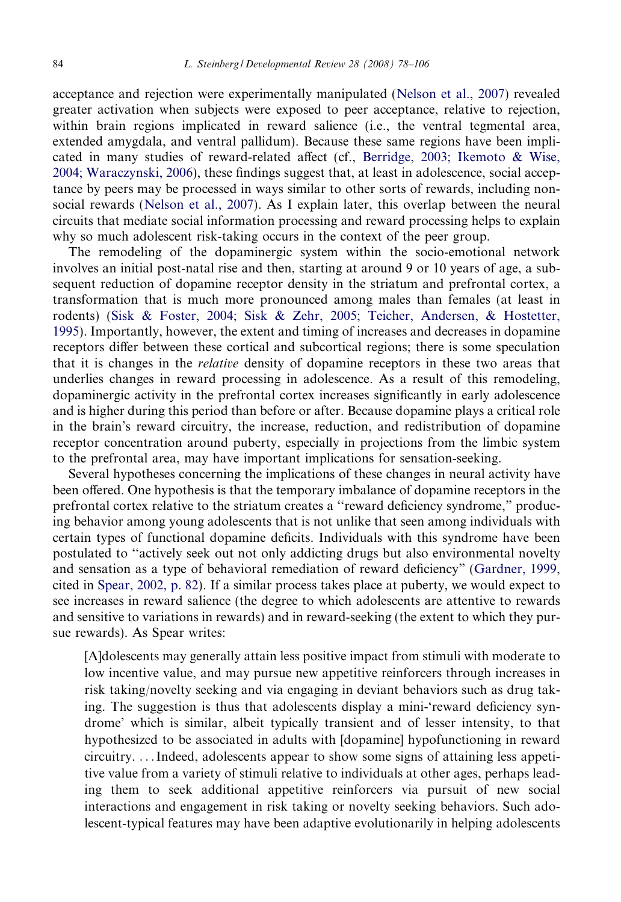acceptance and rejection were experimentally manipulated (Nelson et al., 2007) revealed greater activation when subjects were exposed to peer acceptance, relative to rejection, within brain regions implicated in reward salience (i.e., the ventral tegmental area, extended amygdala, and ventral pallidum). Because these same regions have been implicated in many studies of reward-related affect (cf., Berridge, 2003; Ikemoto & Wise, 2004; Waraczynski, 2006), these findings suggest that, at least in adolescence, social acceptance by peers may be processed in ways similar to other sorts of rewards, including non-social rewards (Nelson et al., 2007). As I explain later, this overlap between the neural circuits that mediate social information processing and reward processing helps to explain why so much adolescent risk-taking occurs in the context of the peer group.

The remodeling of the dopaminergic system within the socio-emotional network involves an initial post-natal rise and then, starting at around 9 or 10 years of age, a subsequent reduction of dopamine receptor density in the striatum and prefrontal cortex, a transformation that is much more pronounced among males than females (at least in rodents) (Sisk & Foster, 2004; Sisk & Zehr, 2005; Teicher, Andersen, & Hostetter, 1995). Importantly, however, the extent and timing of increases and decreases in dopamine receptors differ between these cortical and subcortical regions; there is some speculation that it is changes in the *relative* density of dopamine receptors in these two areas that underlies changes in reward processing in adolescence. As a result of this remodeling, dopaminergic activity in the prefrontal cortex increases significantly in early adolescence and is higher during this period than before or after. Because dopamine plays a critical role in the brain's reward circuitry, the increase, reduction, and redistribution of dopamine receptor concentration around puberty, especially in projections from the limbic system to the prefrontal area, may have important implications for sensation-seeking.

Several hypotheses concerning the implications of these changes in neural activity have been offered. One hypothesis is that the temporary imbalance of dopamine receptors in the prefrontal cortex relative to the striatum creates a "reward deficiency syndrome," producing behavior among young adolescents that is not unlike that seen among individuals with certain types of functional dopamine deficits. Individuals with this syndrome have been postulated to "actively seek out not only addicting drugs but also environmental novelty and sensation as a type of behavioral remediation of reward deficiency" (Gardner, 1999, cited in Spear, 2002, p. 82). If a similar process takes place at puberty, we would expect to see increases in reward salience (the degree to which adolescents are attentive to rewards and sensitive to variations in rewards) and in reward-seeking (the extent to which they pursue rewards). As Spear writes:

> [A]dolescents may generally attain less positive impact from stimuli with moderate to low incentive value, and may pursue new appetitive reinforcers through increases in risk taking/novelty seeking and via engaging in deviant behaviors such as drug taking. The suggestion is thus that adolescents display a mini-'reward deficiency syndrome' which is similar, albeit typically transient and of lesser intensity, to that hypothesized to be associated in adults with [dopamine] hypofunctioning in reward circuitry. . . . Indeed, adolescents appear to show some signs of attaining less appetitive value from a variety of stimuli relative to individuals at other ages, perhaps leading them to seek additional appetitive reinforcers via pursuit of new social interactions and engagement in risk taking or novelty seeking behaviors. Such adolescent-typical features may have been adaptive evolutionarily in helping adolescents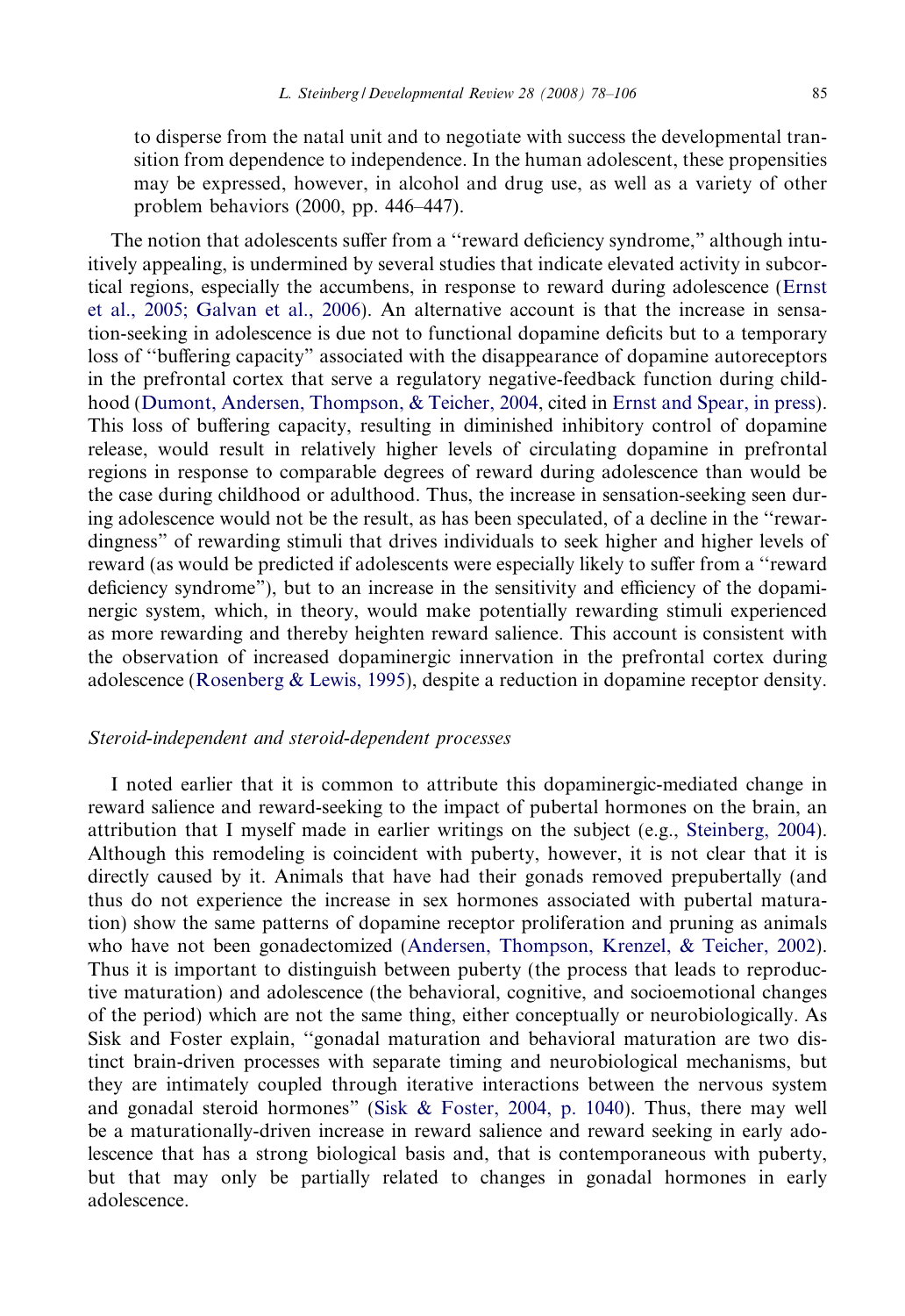to disperse from the natal unit and to negotiate with success the developmental transition from dependence to independence. In the human adolescent, these propensities may be expressed, however, in alcohol and drug use, as well as a variety of other problem behaviors (2000, pp. 446–447).

The notion that adolescents suffer from a "reward deficiency syndrome," although intuitively appealing, is undermined by several studies that indicate elevated activity in subcortical regions, especially the accumbens, in response to reward during adolescence (Ernst et al., 2005; Galvan et al., 2006). An alternative account is that the increase in sensation-seeking in adolescence is due not to functional dopamine deficits but to a temporary loss of "buffering capacity" associated with the disappearance of dopamine autoreceptors in the prefrontal cortex that serve a regulatory negative-feedback function during childhood (Dumont, Andersen, Thompson, & Teicher, 2004, cited in Ernst and Spear, in press). This loss of buffering capacity, resulting in diminished inhibitory control of dopamine release, would result in relatively higher levels of circulating dopamine in prefrontal regions in response to comparable degrees of reward during adolescence than would be the case during childhood or adulthood. Thus, the increase in sensation-seeking seen during adolescence would not be the result, as has been speculated, of a decline in the "rewardingness" of rewarding stimuli that drives individuals to seek higher and higher levels of reward (as would be predicted if adolescents were especially likely to suffer from a "reward deficiency syndrome"), but to an increase in the sensitivity and efficiency of the dopaminergic system, which, in theory, would make potentially rewarding stimuli experienced as more rewarding and thereby heighten reward salience. This account is consistent with the observation of increased dopaminergic innervation in the prefrontal cortex during adolescence (Rosenberg & Lewis, 1995), despite a reduction in dopamine receptor density.

### *Steroid-independent and steroid-dependent processes*

I noted earlier that it is common to attribute this dopaminergic-mediated change in reward salience and reward-seeking to the impact of pubertal hormones on the brain, an attribution that I myself made in earlier writings on the subject (e.g., Steinberg, 2004). Although this remodeling is coincident with puberty, however, it is not clear that it is directly caused by it. Animals that have had their gonads removed prepubertally (and thus do not experience the increase in sex hormones associated with pubertal maturation) show the same patterns of dopamine receptor proliferation and pruning as animals who have not been gonadectomized (Andersen, Thompson, Krenzel, & Teicher, 2002). Thus it is important to distinguish between puberty (the process that leads to reproductive maturation) and adolescence (the behavioral, cognitive, and socioemotional changes of the period) which are not the same thing, either conceptually or neurobiologically. As Sisk and Foster explain, "gonadal maturation and behavioral maturation are two distinct brain-driven processes with separate timing and neurobiological mechanisms, but they are intimately coupled through iterative interactions between the nervous system and gonadal steroid hormones" (Sisk & Foster, 2004, p. 1040). Thus, there may well be a maturationally-driven increase in reward salience and reward seeking in early adolescence that has a strong biological basis and, that is contemporaneous with puberty, but that may only be partially related to changes in gonadal hormones in early adolescence.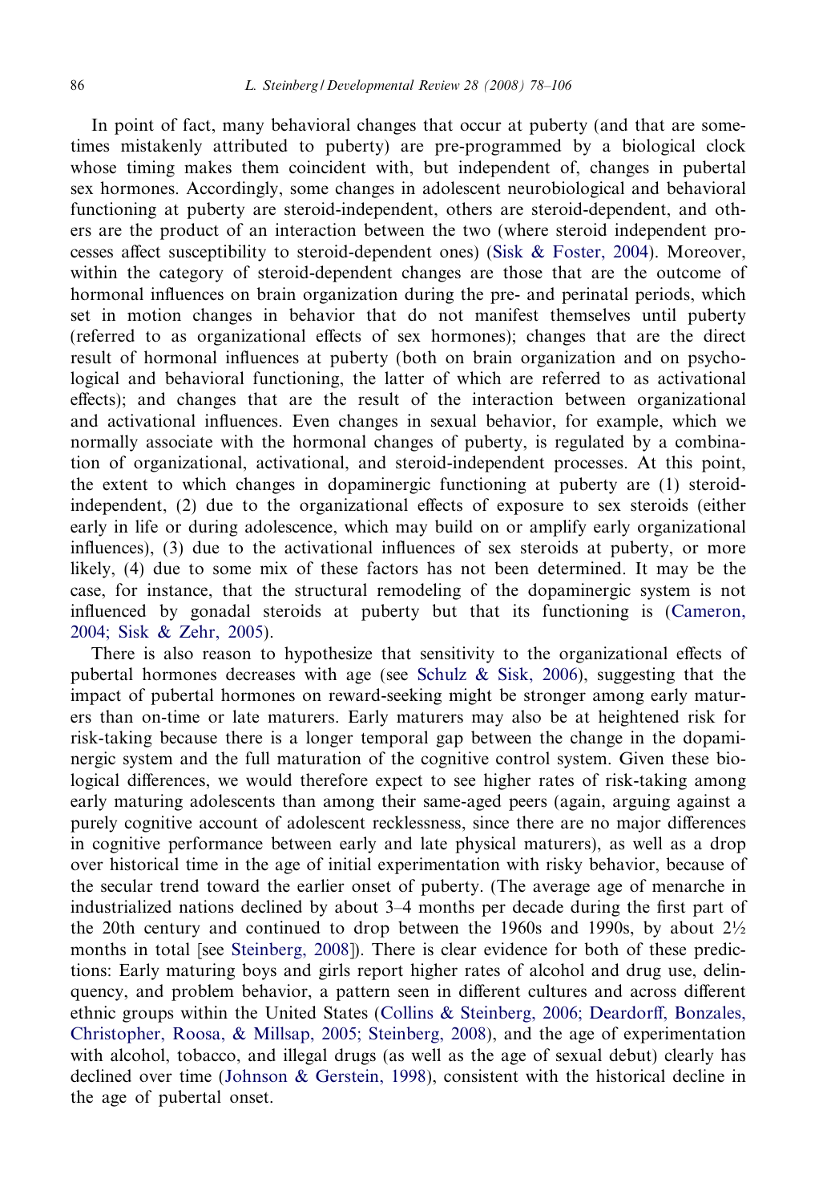In point of fact, many behavioral changes that occur at puberty (and that are sometimes mistakenly attributed to puberty) are pre-programmed by a biological clock whose timing makes them coincident with, but independent of, changes in pubertal sex hormones. Accordingly, some changes in adolescent neurobiological and behavioral functioning at puberty are steroid-independent, others are steroid-dependent, and others are the product of an interaction between the two (where steroid independent processes affect susceptibility to steroid-dependent ones) (Sisk & Foster, 2004). Moreover, within the category of steroid-dependent changes are those that are the outcome of hormonal influences on brain organization during the pre- and perinatal periods, which set in motion changes in behavior that do not manifest themselves until puberty (referred to as organizational effects of sex hormones); changes that are the direct result of hormonal influences at puberty (both on brain organization and on psychological and behavioral functioning, the latter of which are referred to as activational effects); and changes that are the result of the interaction between organizational and activational influences. Even changes in sexual behavior, for example, which we normally associate with the hormonal changes of puberty, is regulated by a combination of organizational, activational, and steroid-independent processes. At this point, the extent to which changes in dopaminergic functioning at puberty are (1) steroid-independent, (2) due to the organizational effects of exposure to sex steroids (either early in life or during adolescence, which may build on or amplify early organizational influences), (3) due to the activational influences of sex steroids at puberty, or more likely, (4) due to some mix of these factors has not been determined. It may be the case, for instance, that the structural remodeling of the dopaminergic system is not influenced by gonadal steroids at puberty but that its functioning is (Cameron, 2004; Sisk & Zehr, 2005).

There is also reason to hypothesize that sensitivity to the organizational effects of pubertal hormones decreases with age (see Schulz & Sisk, 2006), suggesting that the impact of pubertal hormones on reward-seeking might be stronger among early maturers than on-time or late maturers. Early maturers may also be at heightened risk for risk-taking because there is a longer temporal gap between the change in the dopaminergic system and the full maturation of the cognitive control system. Given these biological differences, we would therefore expect to see higher rates of risk-taking among early maturing adolescents than among their same-aged peers (again, arguing against a purely cognitive account of adolescent recklessness, since there are no major differences in cognitive performance between early and late physical maturers), as well as a drop over historical time in the age of initial experimentation with risky behavior, because of the secular trend toward the earlier onset of puberty. (The average age of menarche in industrialized nations declined by about 3–4 months per decade during the first part of the 20th century and continued to drop between the 1960s and 1990s, by about 2½ months in total [see Steinberg, 2008]). There is clear evidence for both of these predictions: Early maturing boys and girls report higher rates of alcohol and drug use, delinquency, and problem behavior, a pattern seen in different cultures and across different ethnic groups within the United States (Collins & Steinberg, 2006; Deardorff, Bonzales, Christopher, Roosa, & Millsap, 2005; Steinberg, 2008), and the age of experimentation with alcohol, tobacco, and illegal drugs (as well as the age of sexual debut) clearly has declined over time (Johnson & Gerstein, 1998), consistent with the historical decline in the age of pubertal onset.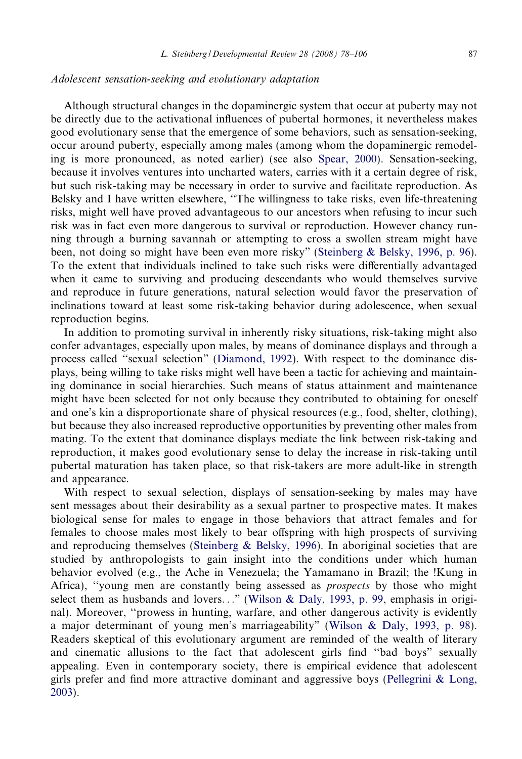*Adolescent sensation-seeking and evolutionary adaptation*

Although structural changes in the dopaminergic system that occur at puberty may not be directly due to the activational influences of pubertal hormones, it nevertheless makes good evolutionary sense that the emergence of some behaviors, such as sensation-seeking, occur around puberty, especially among males (among whom the dopaminergic remodeling is more pronounced, as noted earlier) (see also Spear, 2000). Sensation-seeking, because it involves ventures into uncharted waters, carries with it a certain degree of risk, but such risk-taking may be necessary in order to survive and facilitate reproduction. As Belsky and I have written elsewhere, ''The willingness to take risks, even life-threatening risks, might well have proved advantageous to our ancestors when refusing to incur such risk was in fact even more dangerous to survival or reproduction. However chancy running through a burning savannah or attempting to cross a swollen stream might have been, not doing so might have been even more risky'' (Steinberg & Belsky, 1996, p. 96). To the extent that individuals inclined to take such risks were differentially advantaged when it came to surviving and producing descendants who would themselves survive and reproduce in future generations, natural selection would favor the preservation of inclinations toward at least some risk-taking behavior during adolescence, when sexual reproduction begins.

In addition to promoting survival in inherently risky situations, risk-taking might also confer advantages, especially upon males, by means of dominance displays and through a process called ''sexual selection'' (Diamond, 1992). With respect to the dominance displays, being willing to take risks might well have been a tactic for achieving and maintaining dominance in social hierarchies. Such means of status attainment and maintenance might have been selected for not only because they contributed to obtaining for oneself and one's kin a disproportionate share of physical resources (e.g., food, shelter, clothing), but because they also increased reproductive opportunities by preventing other males from mating. To the extent that dominance displays mediate the link between risk-taking and reproduction, it makes good evolutionary sense to delay the increase in risk-taking until pubertal maturation has taken place, so that risk-takers are more adult-like in strength and appearance.

With respect to sexual selection, displays of sensation-seeking by males may have sent messages about their desirability as a sexual partner to prospective mates. It makes biological sense for males to engage in those behaviors that attract females and for females to choose males most likely to bear offspring with high prospects of surviving and reproducing themselves (Steinberg & Belsky, 1996). In aboriginal societies that are studied by anthropologists to gain insight into the conditions under which human behavior evolved (e.g., the Ache in Venezuela; the Yamamano in Brazil; the !Kung in Africa), ''young men are constantly being assessed as *prospects* by those who might select them as husbands and lovers...'' (Wilson & Daly, 1993, p. 99, emphasis in original). Moreover, ''prowess in hunting, warfare, and other dangerous activity is evidently a major determinant of young men's marriageability'' (Wilson & Daly, 1993, p. 98). Readers skeptical of this evolutionary argument are reminded of the wealth of literary and cinematic allusions to the fact that adolescent girls find ''bad boys'' sexually appealing. Even in contemporary society, there is empirical evidence that adolescent girls prefer and find more attractive dominant and aggressive boys (Pellegrini & Long, 2003).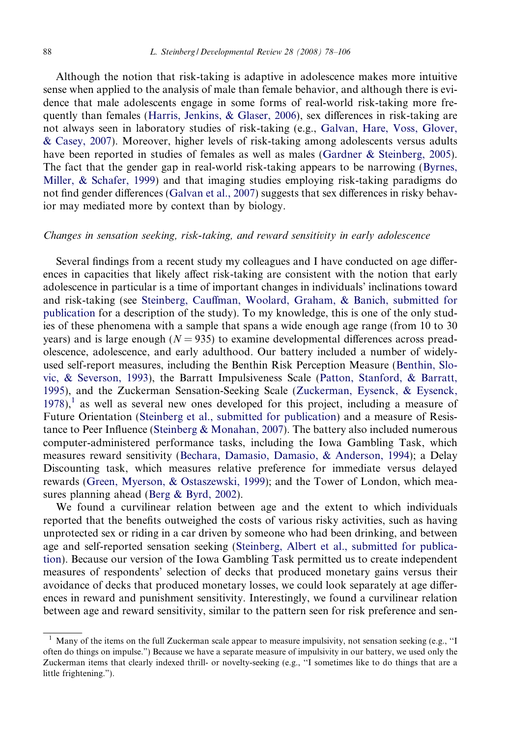Although the notion that risk-taking is adaptive in adolescence makes more intuitive sense when applied to the analysis of male than female behavior, and although there is evidence that male adolescents engage in some forms of real-world risk-taking more frequently than females (Harris, Jenkins, & Glaser, 2006), sex differences in risk-taking are not always seen in laboratory studies of risk-taking (e.g., Galvan, Hare, Voss, Glover, & Casey, 2007). Moreover, higher levels of risk-taking among adolescents versus adults have been reported in studies of females as well as males (Gardner & Steinberg, 2005). The fact that the gender gap in real-world risk-taking appears to be narrowing (Byrnes, Miller, & Schafer, 1999) and that imaging studies employing risk-taking paradigms do not find gender differences (Galvan et al., 2007) suggests that sex differences in risky behavior may mediated more by context than by biology.

*Changes in sensation seeking, risk-taking, and reward sensitivity in early adolescence*

Several findings from a recent study my colleagues and I have conducted on age differences in capacities that likely affect risk-taking are consistent with the notion that early adolescence in particular is a time of important changes in individuals' inclinations toward and risk-taking (see Steinberg, Cauffman, Woolard, Graham, & Banich, submitted for publication for a description of the study). To my knowledge, this is one of the only studies of these phenomena with a sample that spans a wide enough age range (from 10 to 30 years) and is large enough ($N = 935$) to examine developmental differences across preadolescence, adolescence, and early adulthood. Our battery included a number of widely-used self-report measures, including the Benthin Risk Perception Measure (Benthin, Slovic, & Severson, 1993), the Barratt Impulsiveness Scale (Patton, Stanford, & Barratt, 1995), and the Zuckerman Sensation-Seeking Scale (Zuckerman, Eysenck, & Eysenck, 1978),[1] as well as several new ones developed for this project, including a measure of Future Orientation (Steinberg et al., submitted for publication) and a measure of Resistance to Peer Influence (Steinberg & Monahan, 2007). The battery also included numerous computer-administered performance tasks, including the Iowa Gambling Task, which measures reward sensitivity (Bechara, Damasio, Damasio, & Anderson, 1994); a Delay Discounting task, which measures relative preference for immediate versus delayed rewards (Green, Myerson, & Ostaszewski, 1999); and the Tower of London, which measures planning ahead (Berg & Byrd, 2002).

We found a curvilinear relation between age and the extent to which individuals reported that the benefits outweighed the costs of various risky activities, such as having unprotected sex or riding in a car driven by someone who had been drinking, and between age and self-reported sensation seeking (Steinberg, Albert et al., submitted for publication). Because our version of the Iowa Gambling Task permitted us to create independent measures of respondents' selection of decks that produced monetary gains versus their avoidance of decks that produced monetary losses, we could look separately at age differences in reward and punishment sensitivity. Interestingly, we found a curvilinear relation between age and reward sensitivity, similar to the pattern seen for risk preference and sen-

[1] Many of the items on the full Zuckerman scale appear to measure impulsivity, not sensation seeking (e.g., "I often do things on impulse.") Because we have a separate measure of impulsivity in our battery, we used only the Zuckerman items that clearly indexed thrill- or novelty-seeking (e.g., "I sometimes like to do things that are a little frightening.").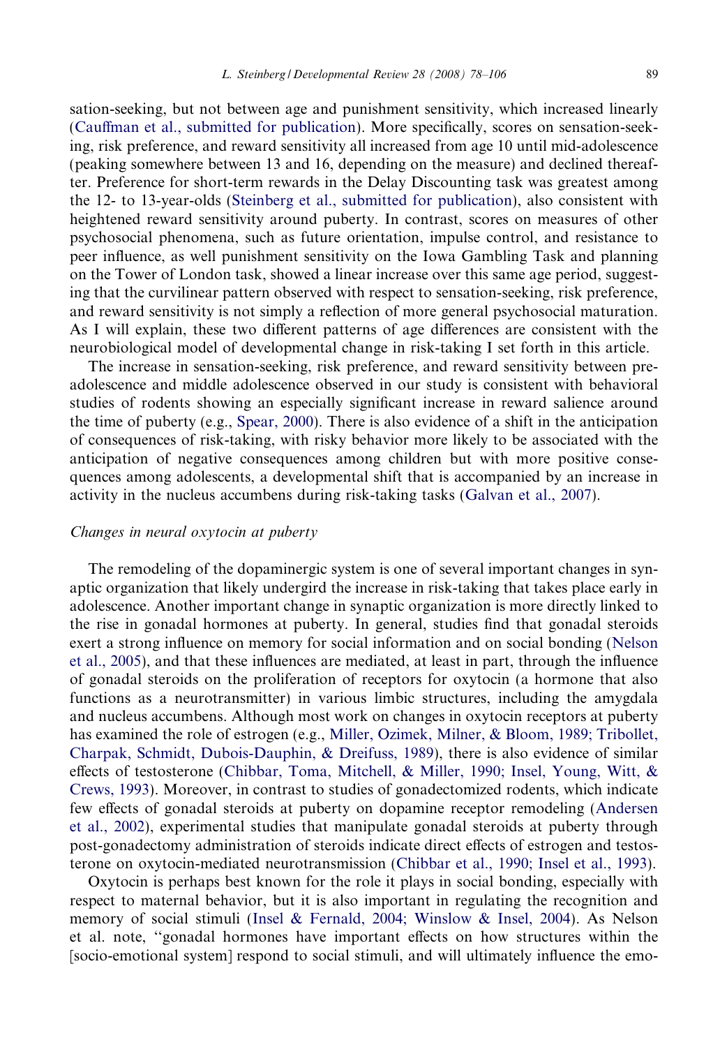sation-seeking, but not between age and punishment sensitivity, which increased linearly (Cauffman et al., submitted for publication). More specifically, scores on sensation-seeking, risk preference, and reward sensitivity all increased from age 10 until mid-adolescence (peaking somewhere between 13 and 16, depending on the measure) and declined thereafter. Preference for short-term rewards in the Delay Discounting task was greatest among the 12- to 13-year-olds (Steinberg et al., submitted for publication), also consistent with heightened reward sensitivity around puberty. In contrast, scores on measures of other psychosocial phenomena, such as future orientation, impulse control, and resistance to peer influence, as well punishment sensitivity on the Iowa Gambling Task and planning on the Tower of London task, showed a linear increase over this same age period, suggesting that the curvilinear pattern observed with respect to sensation-seeking, risk preference, and reward sensitivity is not simply a reflection of more general psychosocial maturation. As I will explain, these two different patterns of age differences are consistent with the neurobiological model of developmental change in risk-taking I set forth in this article.

The increase in sensation-seeking, risk preference, and reward sensitivity between preadolescence and middle adolescence observed in our study is consistent with behavioral studies of rodents showing an especially significant increase in reward salience around the time of puberty (e.g., Spear, 2000). There is also evidence of a shift in the anticipation of consequences of risk-taking, with risky behavior more likely to be associated with the anticipation of negative consequences among children but with more positive consequences among adolescents, a developmental shift that is accompanied by an increase in activity in the nucleus accumbens during risk-taking tasks (Galvan et al., 2007).

### *Changes in neural oxytocin at puberty*

The remodeling of the dopaminergic system is one of several important changes in synaptic organization that likely undergird the increase in risk-taking that takes place early in adolescence. Another important change in synaptic organization is more directly linked to the rise in gonadal hormones at puberty. In general, studies find that gonadal steroids exert a strong influence on memory for social information and on social bonding (Nelson et al., 2005), and that these influences are mediated, at least in part, through the influence of gonadal steroids on the proliferation of receptors for oxytocin (a hormone that also functions as a neurotransmitter) in various limbic structures, including the amygdala and nucleus accumbens. Although most work on changes in oxytocin receptors at puberty has examined the role of estrogen (e.g., Miller, Ozimek, Milner, & Bloom, 1989; Tribollet, Charpak, Schmidt, Dubois-Dauphin, & Dreifuss, 1989), there is also evidence of similar effects of testosterone (Chibbar, Toma, Mitchell, & Miller, 1990; Insel, Young, Witt, & Crews, 1993). Moreover, in contrast to studies of gonadectomized rodents, which indicate few effects of gonadal steroids at puberty on dopamine receptor remodeling (Andersen et al., 2002), experimental studies that manipulate gonadal steroids at puberty through post-gonadectomy administration of steroids indicate direct effects of estrogen and testosterone on oxytocin-mediated neurotransmission (Chibbar et al., 1990; Insel et al., 1993).

Oxytocin is perhaps best known for the role it plays in social bonding, especially with respect to maternal behavior, but it is also important in regulating the recognition and memory of social stimuli (Insel & Fernald, 2004; Winslow & Insel, 2004). As Nelson et al. note, "gonadal hormones have important effects on how structures within the [socio-emotional system] respond to social stimuli, and will ultimately influence the emo-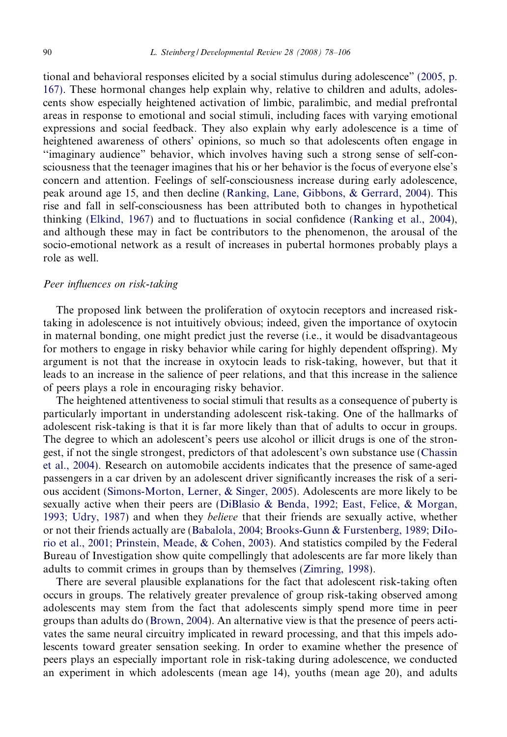tional and behavioral responses elicited by a social stimulus during adolescence" (2005, p. 167). These hormonal changes help explain why, relative to children and adults, adolescents show especially heightened activation of limbic, paralimbic, and medial prefrontal areas in response to emotional and social stimuli, including faces with varying emotional expressions and social feedback. They also explain why early adolescence is a time of heightened awareness of others' opinions, so much so that adolescents often engage in "imaginary audience" behavior, which involves having such a strong sense of self-consciousness that the teenager imagines that his or her behavior is the focus of everyone else's concern and attention. Feelings of self-consciousness increase during early adolescence, peak around age 15, and then decline (Ranking, Lane, Gibbons, & Gerrard, 2004). This rise and fall in self-consciousness has been attributed both to changes in hypothetical thinking (Elkind, 1967) and to fluctuations in social confidence (Ranking et al., 2004), and although these may in fact be contributors to the phenomenon, the arousal of the socio-emotional network as a result of increases in pubertal hormones probably plays a role as well.

### *Peer influences on risk-taking*

The proposed link between the proliferation of oxytocin receptors and increased risk-taking in adolescence is not intuitively obvious; indeed, given the importance of oxytocin in maternal bonding, one might predict just the reverse (i.e., it would be disadvantageous for mothers to engage in risky behavior while caring for highly dependent offspring). My argument is not that the increase in oxytocin leads to risk-taking, however, but that it leads to an increase in the salience of peer relations, and that this increase in the salience of peers plays a role in encouraging risky behavior.

The heightened attentiveness to social stimuli that results as a consequence of puberty is particularly important in understanding adolescent risk-taking. One of the hallmarks of adolescent risk-taking is that it is far more likely than that of adults to occur in groups. The degree to which an adolescent's peers use alcohol or illicit drugs is one of the strongest, if not the single strongest, predictors of that adolescent's own substance use (Chassin et al., 2004). Research on automobile accidents indicates that the presence of same-aged passengers in a car driven by an adolescent driver significantly increases the risk of a serious accident (Simons-Morton, Lerner, & Singer, 2005). Adolescents are more likely to be sexually active when their peers are (DiBlasio & Benda, 1992; East, Felice, & Morgan, 1993; Udry, 1987) and when they *believe* that their friends are sexually active, whether or not their friends actually are (Babalola, 2004; Brooks-Gunn & Furstenberg, 1989; DiIorio et al., 2001; Prinstein, Meade, & Cohen, 2003). And statistics compiled by the Federal Bureau of Investigation show quite compellingly that adolescents are far more likely than adults to commit crimes in groups than by themselves (Zimring, 1998).

There are several plausible explanations for the fact that adolescent risk-taking often occurs in groups. The relatively greater prevalence of group risk-taking observed among adolescents may stem from the fact that adolescents simply spend more time in peer groups than adults do (Brown, 2004). An alternative view is that the presence of peers activates the same neural circuitry implicated in reward processing, and that this impels adolescents toward greater sensation seeking. In order to examine whether the presence of peers plays an especially important role in risk-taking during adolescence, we conducted an experiment in which adolescents (mean age 14), youths (mean age 20), and adults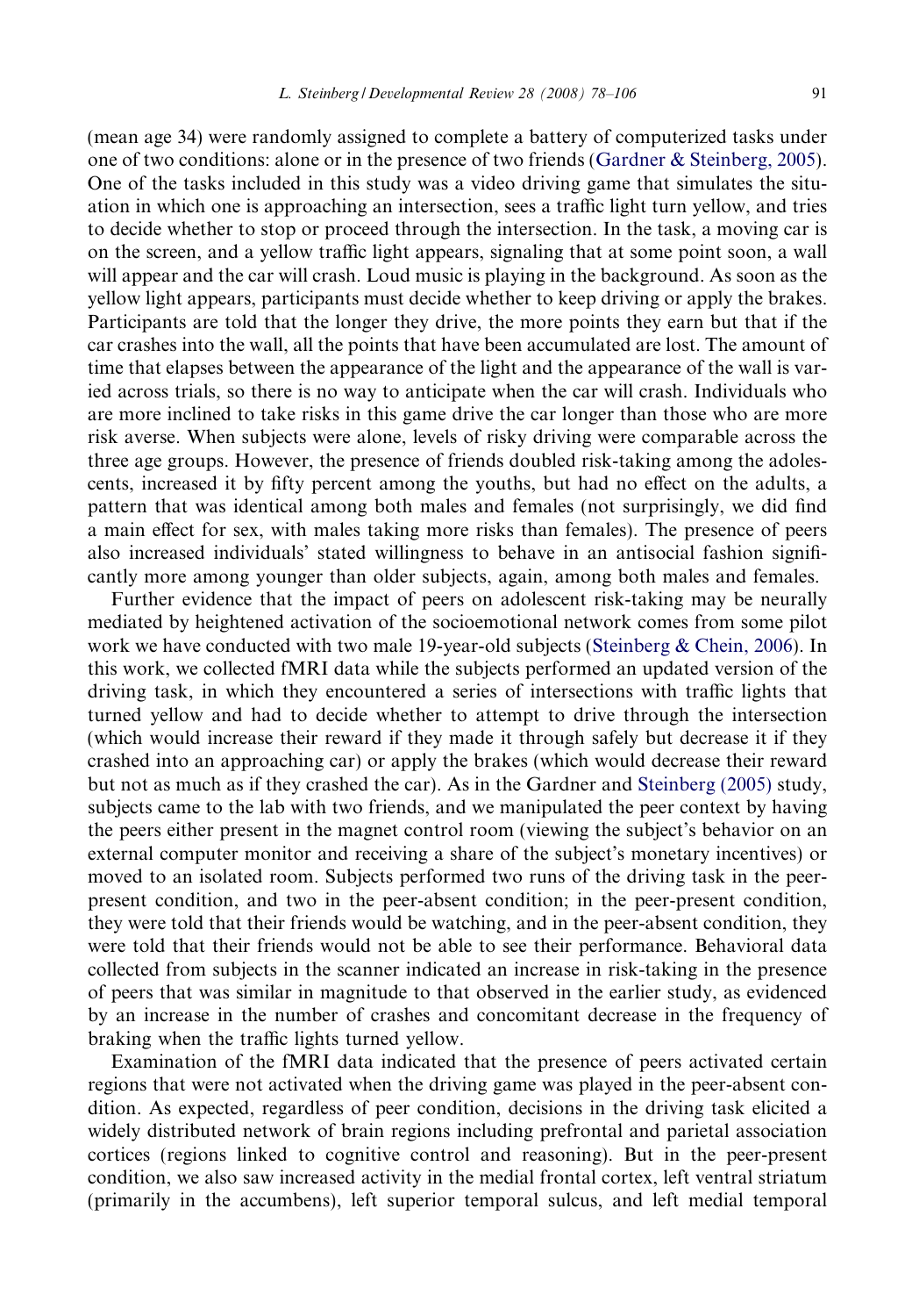(mean age 34) were randomly assigned to complete a battery of computerized tasks under one of two conditions: alone or in the presence of two friends (Gardner & Steinberg, 2005). One of the tasks included in this study was a video driving game that simulates the situation in which one is approaching an intersection, sees a traffic light turn yellow, and tries to decide whether to stop or proceed through the intersection. In the task, a moving car is on the screen, and a yellow traffic light appears, signaling that at some point soon, a wall will appear and the car will crash. Loud music is playing in the background. As soon as the yellow light appears, participants must decide whether to keep driving or apply the brakes. Participants are told that the longer they drive, the more points they earn but that if the car crashes into the wall, all the points that have been accumulated are lost. The amount of time that elapses between the appearance of the light and the appearance of the wall is varied across trials, so there is no way to anticipate when the car will crash. Individuals who are more inclined to take risks in this game drive the car longer than those who are more risk averse. When subjects were alone, levels of risky driving were comparable across the three age groups. However, the presence of friends doubled risk-taking among the adolescents, increased it by fifty percent among the youths, but had no effect on the adults, a pattern that was identical among both males and females (not surprisingly, we did find a main effect for sex, with males taking more risks than females). The presence of peers also increased individuals' stated willingness to behave in an antisocial fashion significantly more among younger than older subjects, again, among both males and females.

Further evidence that the impact of peers on adolescent risk-taking may be neurally mediated by heightened activation of the socioemotional network comes from some pilot work we have conducted with two male 19-year-old subjects (Steinberg & Chein, 2006). In this work, we collected fMRI data while the subjects performed an updated version of the driving task, in which they encountered a series of intersections with traffic lights that turned yellow and had to decide whether to attempt to drive through the intersection (which would increase their reward if they made it through safely but decrease it if they crashed into an approaching car) or apply the brakes (which would decrease their reward but not as much as if they crashed the car). As in the Gardner and Steinberg (2005) study, subjects came to the lab with two friends, and we manipulated the peer context by having the peers either present in the magnet control room (viewing the subject's behavior on an external computer monitor and receiving a share of the subject's monetary incentives) or moved to an isolated room. Subjects performed two runs of the driving task in the peer-present condition, and two in the peer-absent condition; in the peer-present condition, they were told that their friends would be watching, and in the peer-absent condition, they were told that their friends would not be able to see their performance. Behavioral data collected from subjects in the scanner indicated an increase in risk-taking in the presence of peers that was similar in magnitude to that observed in the earlier study, as evidenced by an increase in the number of crashes and concomitant decrease in the frequency of braking when the traffic lights turned yellow.

Examination of the fMRI data indicated that the presence of peers activated certain regions that were not activated when the driving game was played in the peer-absent condition. As expected, regardless of peer condition, decisions in the driving task elicited a widely distributed network of brain regions including prefrontal and parietal association cortices (regions linked to cognitive control and reasoning). But in the peer-present condition, we also saw increased activity in the medial frontal cortex, left ventral striatum (primarily in the accumbens), left superior temporal sulcus, and left medial temporal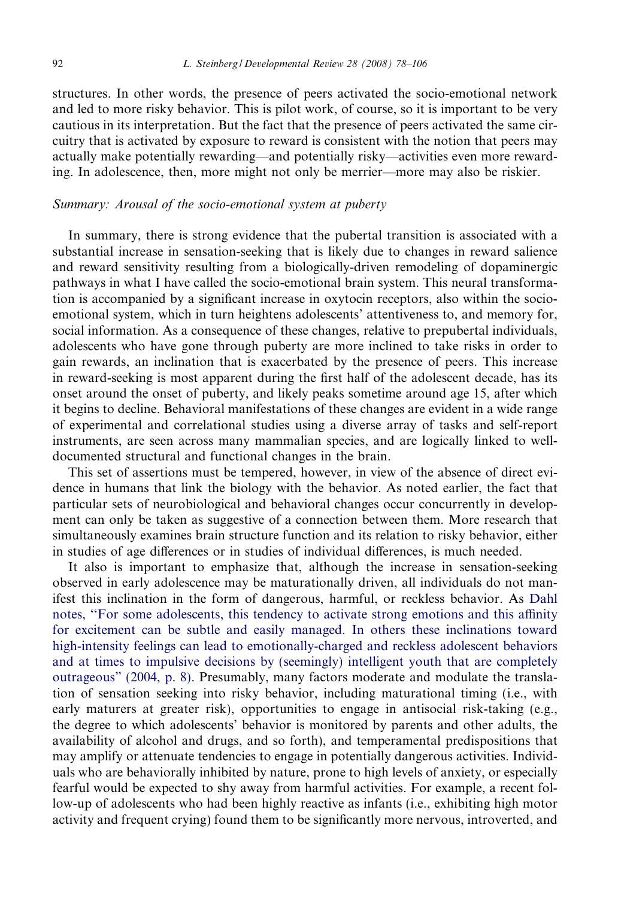structures. In other words, the presence of peers activated the socio-emotional network and led to more risky behavior. This is pilot work, of course, so it is important to be very cautious in its interpretation. But the fact that the presence of peers activated the same circuitry that is activated by exposure to reward is consistent with the notion that peers may actually make potentially rewarding—and potentially risky—activities even more rewarding. In adolescence, then, more might not only be merrier—more may also be riskier.

### *Summary: Arousal of the socio-emotional system at puberty*

In summary, there is strong evidence that the pubertal transition is associated with a substantial increase in sensation-seeking that is likely due to changes in reward salience and reward sensitivity resulting from a biologically-driven remodeling of dopaminergic pathways in what I have called the socio-emotional brain system. This neural transformation is accompanied by a significant increase in oxytocin receptors, also within the socio-emotional system, which in turn heightens adolescents' attentiveness to, and memory for, social information. As a consequence of these changes, relative to prepubertal individuals, adolescents who have gone through puberty are more inclined to take risks in order to gain rewards, an inclination that is exacerbated by the presence of peers. This increase in reward-seeking is most apparent during the first half of the adolescent decade, has its onset around the onset of puberty, and likely peaks sometime around age 15, after which it begins to decline. Behavioral manifestations of these changes are evident in a wide range of experimental and correlational studies using a diverse array of tasks and self-report instruments, are seen across many mammalian species, and are logically linked to well-documented structural and functional changes in the brain.

This set of assertions must be tempered, however, in view of the absence of direct evidence in humans that link the biology with the behavior. As noted earlier, the fact that particular sets of neurobiological and behavioral changes occur concurrently in development can only be taken as suggestive of a connection between them. More research that simultaneously examines brain structure function and its relation to risky behavior, either in studies of age differences or in studies of individual differences, is much needed.

It also is important to emphasize that, although the increase in sensation-seeking observed in early adolescence may be maturationally driven, all individuals do not manifest this inclination in the form of dangerous, harmful, or reckless behavior. As Dahl notes, "For some adolescents, this tendency to activate strong emotions and this affinity for excitement can be subtle and easily managed. In others these inclinations toward high-intensity feelings can lead to emotionally-charged and reckless adolescent behaviors and at times to impulsive decisions by (seemingly) intelligent youth that are completely outrageous" (2004, p. 8). Presumably, many factors moderate and modulate the translation of sensation seeking into risky behavior, including maturational timing (i.e., with early maturers at greater risk), opportunities to engage in antisocial risk-taking (e.g., the degree to which adolescents' behavior is monitored by parents and other adults, the availability of alcohol and drugs, and so forth), and temperamental predispositions that may amplify or attenuate tendencies to engage in potentially dangerous activities. Individuals who are behaviorally inhibited by nature, prone to high levels of anxiety, or especially fearful would be expected to shy away from harmful activities. For example, a recent follow-up of adolescents who had been highly reactive as infants (i.e., exhibiting high motor activity and frequent crying) found them to be significantly more nervous, introverted, and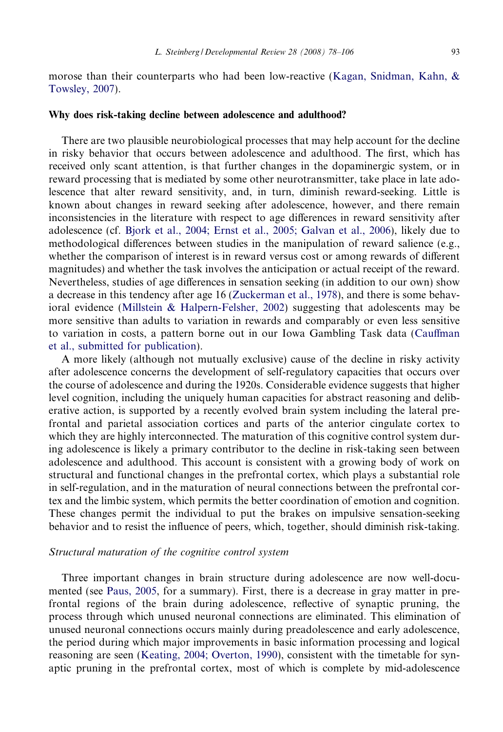morose than their counterparts who had been low-reactive (Kagan, Snidman, Kahn, & Towsley, 2007).

## Why does risk-taking decline between adolescence and adulthood?

There are two plausible neurobiological processes that may help account for the decline in risky behavior that occurs between adolescence and adulthood. The first, which has received only scant attention, is that further changes in the dopaminergic system, or in reward processing that is mediated by some other neurotransmitter, take place in late adolescence that alter reward sensitivity, and, in turn, diminish reward-seeking. Little is known about changes in reward seeking after adolescence, however, and there remain inconsistencies in the literature with respect to age differences in reward sensitivity after adolescence (cf. Bjork et al., 2004; Ernst et al., 2005; Galvan et al., 2006), likely due to methodological differences between studies in the manipulation of reward salience (e.g., whether the comparison of interest is in reward versus cost or among rewards of different magnitudes) and whether the task involves the anticipation or actual receipt of the reward. Nevertheless, studies of age differences in sensation seeking (in addition to our own) show a decrease in this tendency after age 16 (Zuckerman et al., 1978), and there is some behavioral evidence (Millstein & Halpern-Felsher, 2002) suggesting that adolescents may be more sensitive than adults to variation in rewards and comparably or even less sensitive to variation in costs, a pattern borne out in our Iowa Gambling Task data (Cauffman et al., submitted for publication).

A more likely (although not mutually exclusive) cause of the decline in risky activity after adolescence concerns the development of self-regulatory capacities that occurs over the course of adolescence and during the 1920s. Considerable evidence suggests that higher level cognition, including the uniquely human capacities for abstract reasoning and deliberative action, is supported by a recently evolved brain system including the lateral prefrontal and parietal association cortices and parts of the anterior cingulate cortex to which they are highly interconnected. The maturation of this cognitive control system during adolescence is likely a primary contributor to the decline in risk-taking seen between adolescence and adulthood. This account is consistent with a growing body of work on structural and functional changes in the prefrontal cortex, which plays a substantial role in self-regulation, and in the maturation of neural connections between the prefrontal cortex and the limbic system, which permits the better coordination of emotion and cognition. These changes permit the individual to put the brakes on impulsive sensation-seeking behavior and to resist the influence of peers, which, together, should diminish risk-taking.

### *Structural maturation of the cognitive control system*

Three important changes in brain structure during adolescence are now well-documented (see Paus, 2005, for a summary). First, there is a decrease in gray matter in prefrontal regions of the brain during adolescence, reflective of synaptic pruning, the process through which unused neuronal connections are eliminated. This elimination of unused neuronal connections occurs mainly during preadolescence and early adolescence, the period during which major improvements in basic information processing and logical reasoning are seen (Keating, 2004; Overton, 1990), consistent with the timetable for synaptic pruning in the prefrontal cortex, most of which is complete by mid-adolescence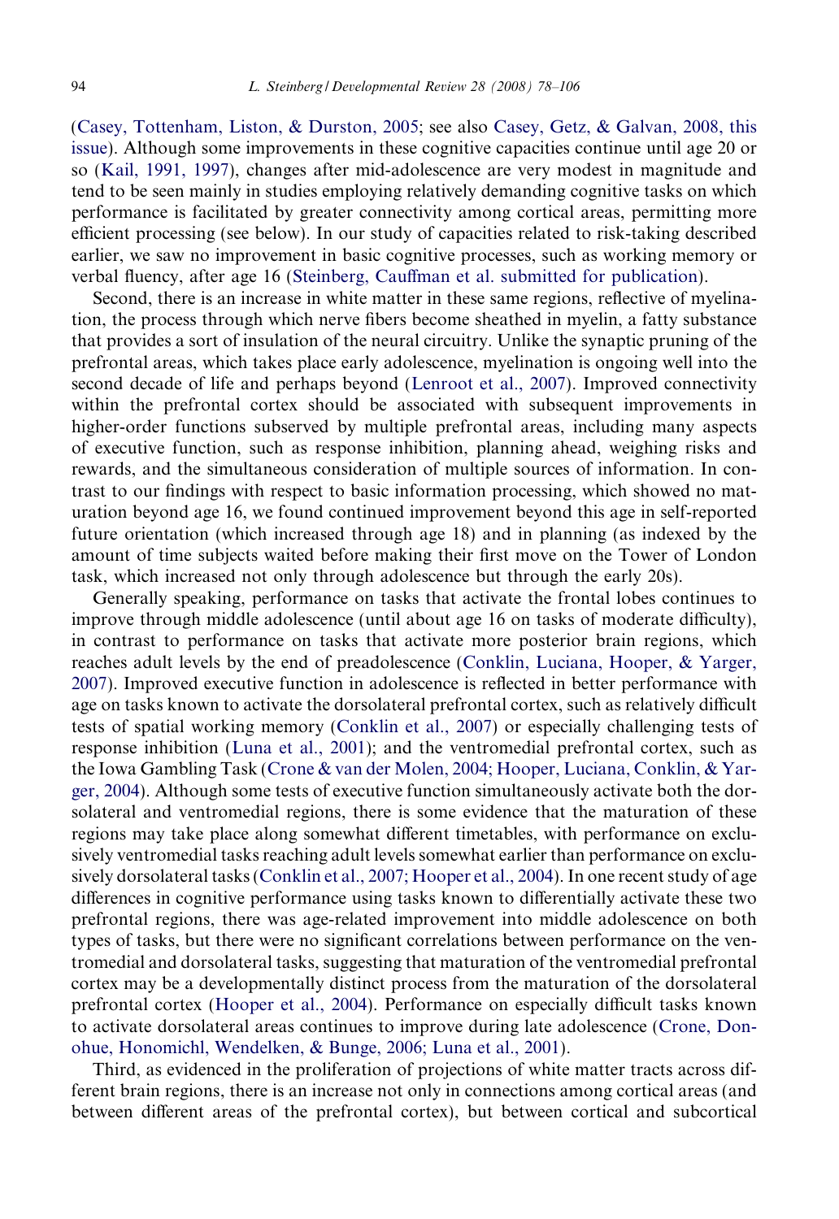(Casey, Tottenham, Liston, & Durston, 2005; see also Casey, Getz, & Galvan, 2008, this issue). Although some improvements in these cognitive capacities continue until age 20 or so (Kail, 1991, 1997), changes after mid-adolescence are very modest in magnitude and tend to be seen mainly in studies employing relatively demanding cognitive tasks on which performance is facilitated by greater connectivity among cortical areas, permitting more efficient processing (see below). In our study of capacities related to risk-taking described earlier, we saw no improvement in basic cognitive processes, such as working memory or verbal fluency, after age 16 (Steinberg, Cauffman et al. submitted for publication).

Second, there is an increase in white matter in these same regions, reflective of myelination, the process through which nerve fibers become sheathed in myelin, a fatty substance that provides a sort of insulation of the neural circuitry. Unlike the synaptic pruning of the prefrontal areas, which takes place early adolescence, myelination is ongoing well into the second decade of life and perhaps beyond (Lenroot et al., 2007). Improved connectivity within the prefrontal cortex should be associated with subsequent improvements in higher-order functions subserved by multiple prefrontal areas, including many aspects of executive function, such as response inhibition, planning ahead, weighing risks and rewards, and the simultaneous consideration of multiple sources of information. In contrast to our findings with respect to basic information processing, which showed no maturation beyond age 16, we found continued improvement beyond this age in self-reported future orientation (which increased through age 18) and in planning (as indexed by the amount of time subjects waited before making their first move on the Tower of London task, which increased not only through adolescence but through the early 20s).

Generally speaking, performance on tasks that activate the frontal lobes continues to improve through middle adolescence (until about age 16 on tasks of moderate difficulty), in contrast to performance on tasks that activate more posterior brain regions, which reaches adult levels by the end of preadolescence (Conklin, Luciana, Hooper, & Yarger, 2007). Improved executive function in adolescence is reflected in better performance with age on tasks known to activate the dorsolateral prefrontal cortex, such as relatively difficult tests of spatial working memory (Conklin et al., 2007) or especially challenging tests of response inhibition (Luna et al., 2001); and the ventromedial prefrontal cortex, such as the Iowa Gambling Task (Crone & van der Molen, 2004; Hooper, Luciana, Conklin, & Yarger, 2004). Although some tests of executive function simultaneously activate both the dorsolateral and ventromedial regions, there is some evidence that the maturation of these regions may take place along somewhat different timetables, with performance on exclusively ventromedial tasks reaching adult levels somewhat earlier than performance on exclusively dorsolateral tasks (Conklin et al., 2007; Hooper et al., 2004). In one recent study of age differences in cognitive performance using tasks known to differentially activate these two prefrontal regions, there was age-related improvement into middle adolescence on both types of tasks, but there were no significant correlations between performance on the ventromedial and dorsolateral tasks, suggesting that maturation of the ventromedial prefrontal cortex may be a developmentally distinct process from the maturation of the dorsolateral prefrontal cortex (Hooper et al., 2004). Performance on especially difficult tasks known to activate dorsolateral areas continues to improve during late adolescence (Crone, Donohue, Honomichl, Wendelken, & Bunge, 2006; Luna et al., 2001).

Third, as evidenced in the proliferation of projections of white matter tracts across different brain regions, there is an increase not only in connections among cortical areas (and between different areas of the prefrontal cortex), but between cortical and subcortical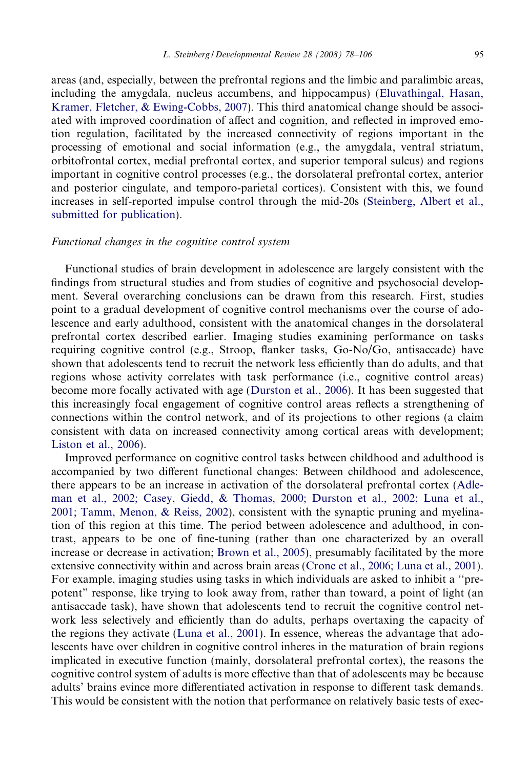areas (and, especially, between the prefrontal regions and the limbic and paralimbic areas, including the amygdala, nucleus accumbens, and hippocampus) (Eluvathingal, Hasan, Kramer, Fletcher, & Ewing-Cobbs, 2007). This third anatomical change should be associated with improved coordination of affect and cognition, and reflected in improved emotion regulation, facilitated by the increased connectivity of regions important in the processing of emotional and social information (e.g., the amygdala, ventral striatum, orbitofrontal cortex, medial prefrontal cortex, and superior temporal sulcus) and regions important in cognitive control processes (e.g., the dorsolateral prefrontal cortex, anterior and posterior cingulate, and temporo-parietal cortices). Consistent with this, we found increases in self-reported impulse control through the mid-20s (Steinberg, Albert et al., submitted for publication).

### *Functional changes in the cognitive control system*

Functional studies of brain development in adolescence are largely consistent with the findings from structural studies and from studies of cognitive and psychosocial development. Several overarching conclusions can be drawn from this research. First, studies point to a gradual development of cognitive control mechanisms over the course of adolescence and early adulthood, consistent with the anatomical changes in the dorsolateral prefrontal cortex described earlier. Imaging studies examining performance on tasks requiring cognitive control (e.g., Stroop, flanker tasks, Go-No/Go, antisaccade) have shown that adolescents tend to recruit the network less efficiently than do adults, and that regions whose activity correlates with task performance (i.e., cognitive control areas) become more focally activated with age (Durston et al., 2006). It has been suggested that this increasingly focal engagement of cognitive control areas reflects a strengthening of connections within the control network, and of its projections to other regions (a claim consistent with data on increased connectivity among cortical areas with development; Liston et al., 2006).

Improved performance on cognitive control tasks between childhood and adulthood is accompanied by two different functional changes: Between childhood and adolescence, there appears to be an increase in activation of the dorsolateral prefrontal cortex (Adleman et al., 2002; Casey, Giedd, & Thomas, 2000; Durston et al., 2002; Luna et al., 2001; Tamm, Menon, & Reiss, 2002), consistent with the synaptic pruning and myelination of this region at this time. The period between adolescence and adulthood, in contrast, appears to be one of fine-tuning (rather than one characterized by an overall increase or decrease in activation; Brown et al., 2005), presumably facilitated by the more extensive connectivity within and across brain areas (Crone et al., 2006; Luna et al., 2001). For example, imaging studies using tasks in which individuals are asked to inhibit a "prepotent" response, like trying to look away from, rather than toward, a point of light (an antisaccade task), have shown that adolescents tend to recruit the cognitive control network less selectively and efficiently than do adults, perhaps overtaxing the capacity of the regions they activate (Luna et al., 2001). In essence, whereas the advantage that adolescents have over children in cognitive control inheres in the maturation of brain regions implicated in executive function (mainly, dorsolateral prefrontal cortex), the reasons the cognitive control system of adults is more effective than that of adolescents may be because adults' brains evince more differentiated activation in response to different task demands. This would be consistent with the notion that performance on relatively basic tests of exec-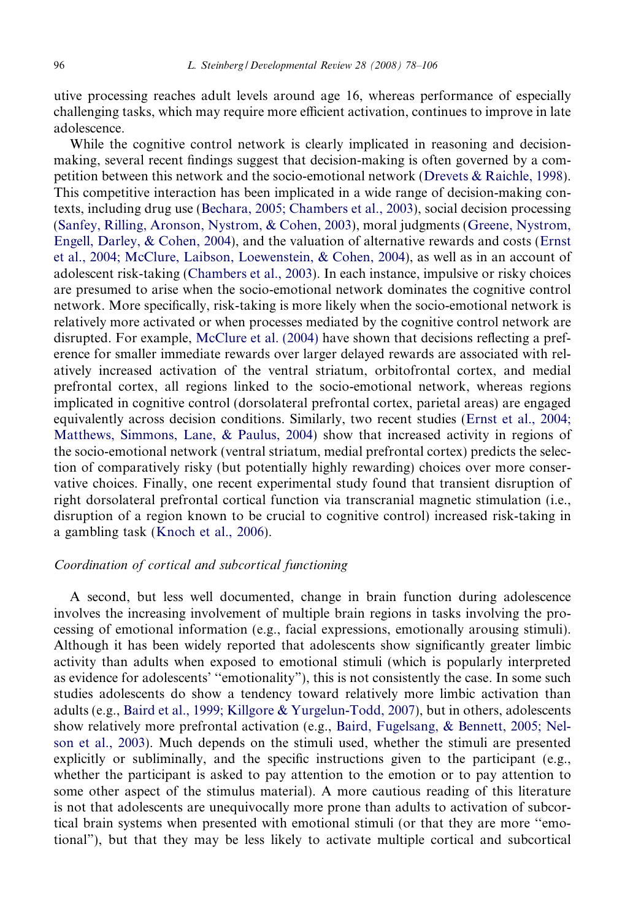utive processing reaches adult levels around age 16, whereas performance of especially challenging tasks, which may require more efficient activation, continues to improve in late adolescence.

While the cognitive control network is clearly implicated in reasoning and decision-making, several recent findings suggest that decision-making is often governed by a competition between this network and the socio-emotional network (Drevets & Raichle, 1998). This competitive interaction has been implicated in a wide range of decision-making contexts, including drug use (Bechara, 2005; Chambers et al., 2003), social decision processing (Sanfey, Rilling, Aronson, Nystrom, & Cohen, 2003), moral judgments (Greene, Nystrom, Engell, Darley, & Cohen, 2004), and the valuation of alternative rewards and costs (Ernst et al., 2004; McClure, Laibson, Loewenstein, & Cohen, 2004), as well as in an account of adolescent risk-taking (Chambers et al., 2003). In each instance, impulsive or risky choices are presumed to arise when the socio-emotional network dominates the cognitive control network. More specifically, risk-taking is more likely when the socio-emotional network is relatively more activated or when processes mediated by the cognitive control network are disrupted. For example, McClure et al. (2004) have shown that decisions reflecting a preference for smaller immediate rewards over larger delayed rewards are associated with relatively increased activation of the ventral striatum, orbitofrontal cortex, and medial prefrontal cortex, all regions linked to the socio-emotional network, whereas regions implicated in cognitive control (dorsolateral prefrontal cortex, parietal areas) are engaged equivalently across decision conditions. Similarly, two recent studies (Ernst et al., 2004; Matthews, Simmons, Lane, & Paulus, 2004) show that increased activity in regions of the socio-emotional network (ventral striatum, medial prefrontal cortex) predicts the selection of comparatively risky (but potentially highly rewarding) choices over more conservative choices. Finally, one recent experimental study found that transient disruption of right dorsolateral prefrontal cortical function via transcranial magnetic stimulation (i.e., disruption of a region known to be crucial to cognitive control) increased risk-taking in a gambling task (Knoch et al., 2006).

### *Coordination of cortical and subcortical functioning*

A second, but less well documented, change in brain function during adolescence involves the increasing involvement of multiple brain regions in tasks involving the processing of emotional information (e.g., facial expressions, emotionally arousing stimuli). Although it has been widely reported that adolescents show significantly greater limbic activity than adults when exposed to emotional stimuli (which is popularly interpreted as evidence for adolescents' "emotionality"), this is not consistently the case. In some such studies adolescents do show a tendency toward relatively more limbic activation than adults (e.g., Baird et al., 1999; Killgore & Yurgelun-Todd, 2007), but in others, adolescents show relatively more prefrontal activation (e.g., Baird, Fugelsang, & Bennett, 2005; Nelson et al., 2003). Much depends on the stimuli used, whether the stimuli are presented explicitly or subliminally, and the specific instructions given to the participant (e.g., whether the participant is asked to pay attention to the emotion or to pay attention to some other aspect of the stimulus material). A more cautious reading of this literature is not that adolescents are unequivocally more prone than adults to activation of subcortical brain systems when presented with emotional stimuli (or that they are more "emotional"), but that they may be less likely to activate multiple cortical and subcortical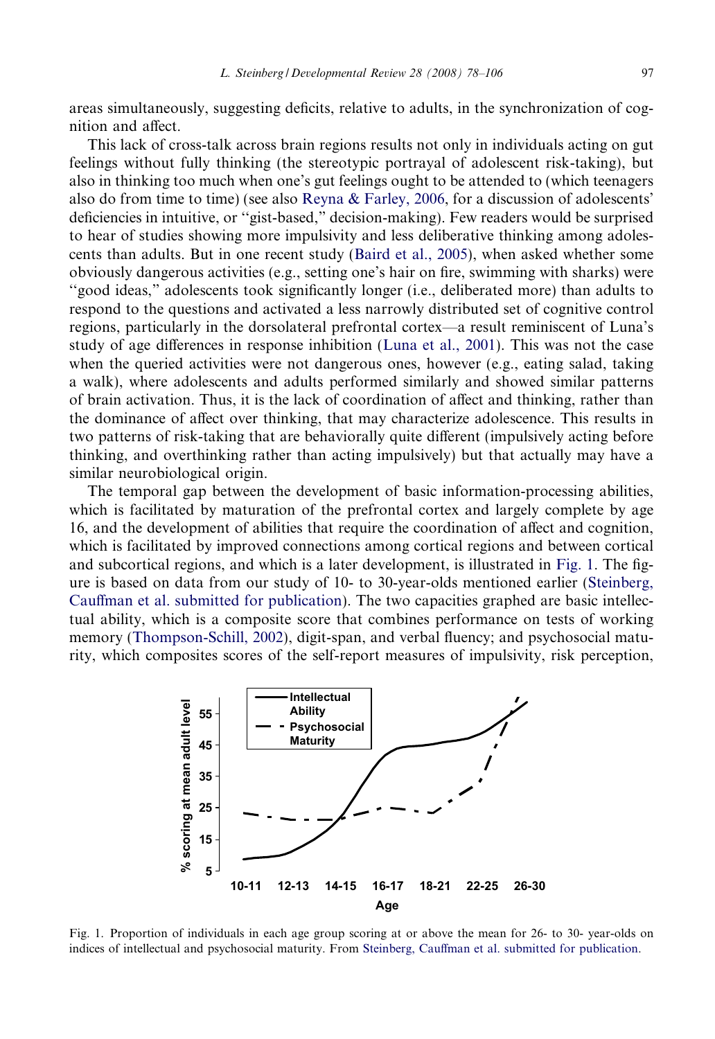areas simultaneously, suggesting deficits, relative to adults, in the synchronization of cognition and affect.

This lack of cross-talk across brain regions results not only in individuals acting on gut feelings without fully thinking (the stereotypic portrayal of adolescent risk-taking), but also in thinking too much when one's gut feelings ought to be attended to (which teenagers also do from time to time) (see also Reyna & Farley, 2006, for a discussion of adolescents' deficiencies in intuitive, or "gist-based," decision-making). Few readers would be surprised to hear of studies showing more impulsivity and less deliberative thinking among adolescents than adults. But in one recent study (Baird et al., 2005), when asked whether some obviously dangerous activities (e.g., setting one's hair on fire, swimming with sharks) were "good ideas," adolescents took significantly longer (i.e., deliberated more) than adults to respond to the questions and activated a less narrowly distributed set of cognitive control regions, particularly in the dorsolateral prefrontal cortex—a result reminiscent of Luna's study of age differences in response inhibition (Luna et al., 2001). This was not the case when the queried activities were not dangerous ones, however (e.g., eating salad, taking a walk), where adolescents and adults performed similarly and showed similar patterns of brain activation. Thus, it is the lack of coordination of affect and thinking, rather than the dominance of affect over thinking, that may characterize adolescence. This results in two patterns of risk-taking that are behaviorally quite different (impulsively acting before thinking, and overthinking rather than acting impulsively) but that actually may have a similar neurobiological origin.

The temporal gap between the development of basic information-processing abilities, which is facilitated by maturation of the prefrontal cortex and largely complete by age 16, and the development of abilities that require the coordination of affect and cognition, which is facilitated by improved connections among cortical regions and between cortical and subcortical regions, and which is a later development, is illustrated in Fig. 1. The figure is based on data from our study of 10- to 30-year-olds mentioned earlier (Steinberg, Cauffman et al. submitted for publication). The two capacities graphed are basic intellectual ability, which is a composite score that combines performance on tests of working memory (Thompson-Schill, 2002), digit-span, and verbal fluency; and psychosocial maturity, which composites scores of the self-report measures of impulsivity, risk perception,

Fig. 1. Proportion of individuals in each age group scoring at or above the mean for 26- to 30- year-olds on indices of intellectual and psychosocial maturity. From Steinberg, Cauffman et al. submitted for publication.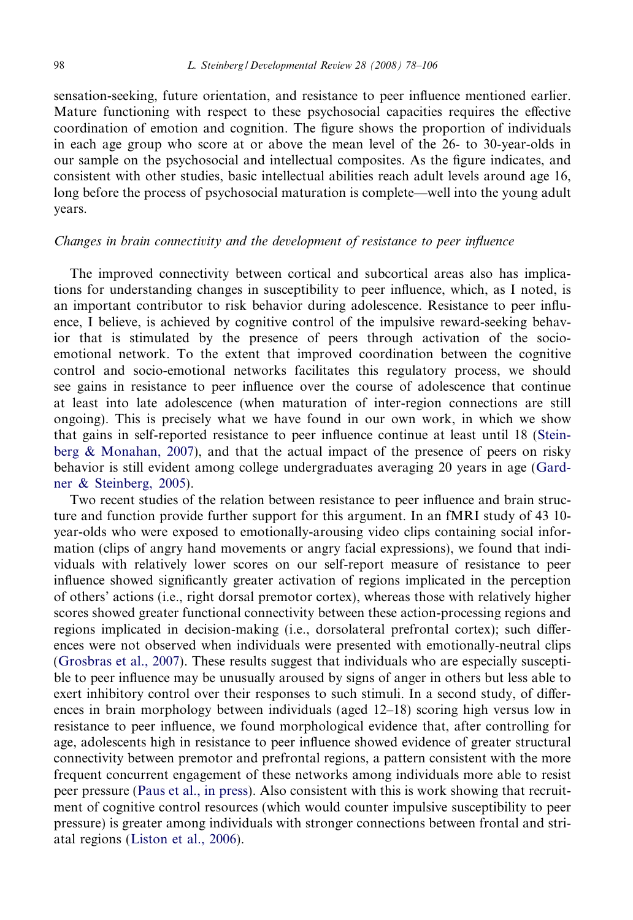sensation-seeking, future orientation, and resistance to peer influence mentioned earlier. Mature functioning with respect to these psychosocial capacities requires the effective coordination of emotion and cognition. The figure shows the proportion of individuals in each age group who score at or above the mean level of the 26- to 30-year-olds in our sample on the psychosocial and intellectual composites. As the figure indicates, and consistent with other studies, basic intellectual abilities reach adult levels around age 16, long before the process of psychosocial maturation is complete—well into the young adult years.

*Changes in brain connectivity and the development of resistance to peer influence*

The improved connectivity between cortical and subcortical areas also has implications for understanding changes in susceptibility to peer influence, which, as I noted, is an important contributor to risk behavior during adolescence. Resistance to peer influence, I believe, is achieved by cognitive control of the impulsive reward-seeking behavior that is stimulated by the presence of peers through activation of the socio-emotional network. To the extent that improved coordination between the cognitive control and socio-emotional networks facilitates this regulatory process, we should see gains in resistance to peer influence over the course of adolescence that continue at least into late adolescence (when maturation of inter-region connections are still ongoing). This is precisely what we have found in our own work, in which we show that gains in self-reported resistance to peer influence continue at least until 18 (Steinberg & Monahan, 2007), and that the actual impact of the presence of peers on risky behavior is still evident among college undergraduates averaging 20 years in age (Gardner & Steinberg, 2005).

Two recent studies of the relation between resistance to peer influence and brain structure and function provide further support for this argument. In an fMRI study of 43 10-year-olds who were exposed to emotionally-arousing video clips containing social information (clips of angry hand movements or angry facial expressions), we found that individuals with relatively lower scores on our self-report measure of resistance to peer influence showed significantly greater activation of regions implicated in the perception of others' actions (i.e., right dorsal premotor cortex), whereas those with relatively higher scores showed greater functional connectivity between these action-processing regions and regions implicated in decision-making (i.e., dorsolateral prefrontal cortex); such differences were not observed when individuals were presented with emotionally-neutral clips (Grosbras et al., 2007). These results suggest that individuals who are especially susceptible to peer influence may be unusually aroused by signs of anger in others but less able to exert inhibitory control over their responses to such stimuli. In a second study, of differences in brain morphology between individuals (aged 12–18) scoring high versus low in resistance to peer influence, we found morphological evidence that, after controlling for age, adolescents high in resistance to peer influence showed evidence of greater structural connectivity between premotor and prefrontal regions, a pattern consistent with the more frequent concurrent engagement of these networks among individuals more able to resist peer pressure (Paus et al., in press). Also consistent with this is work showing that recruitment of cognitive control resources (which would counter impulsive susceptibility to peer pressure) is greater among individuals with stronger connections between frontal and striatal regions (Liston et al., 2006).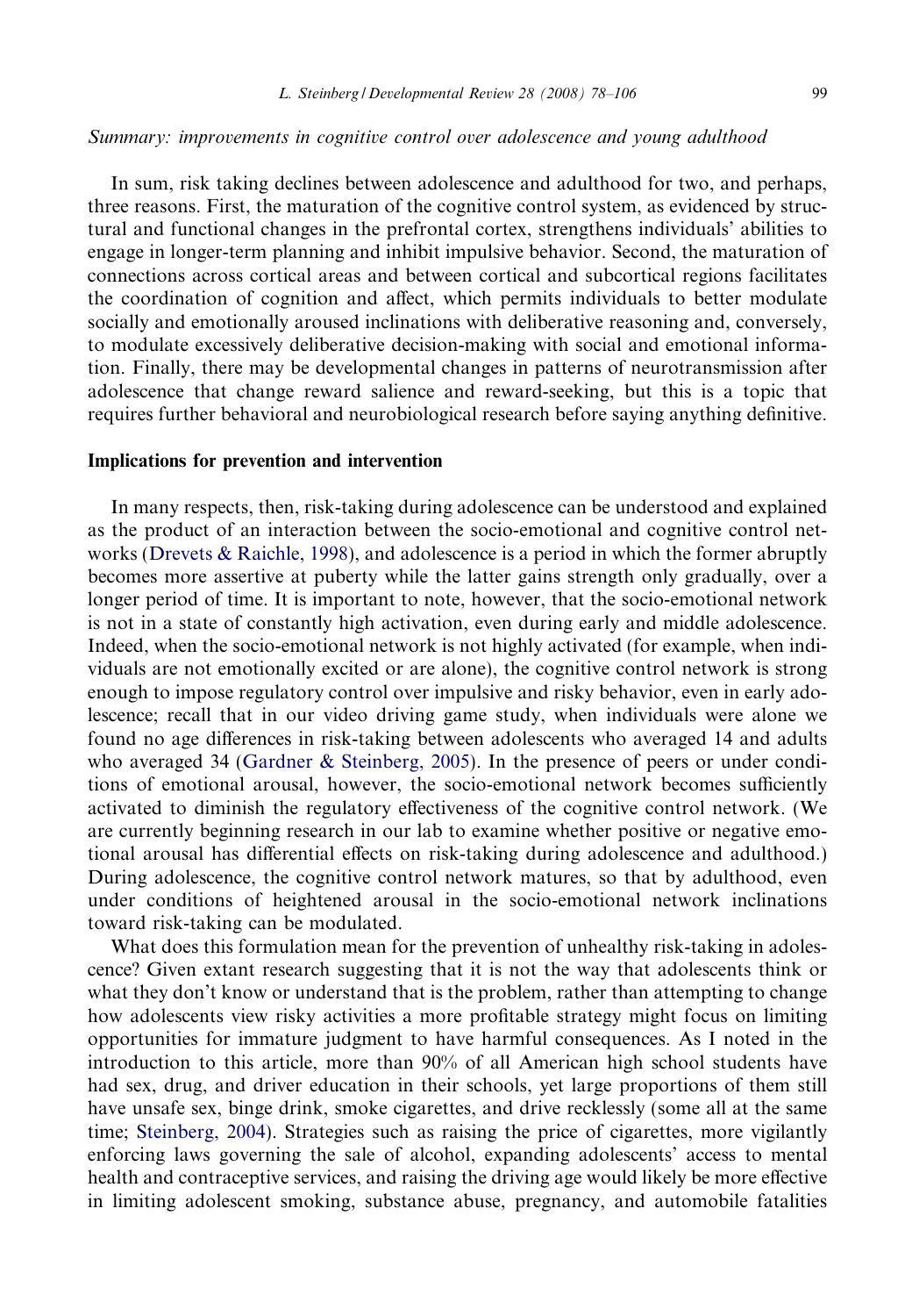*Summary: improvements in cognitive control over adolescence and young adulthood*

In sum, risk taking declines between adolescence and adulthood for two, and perhaps, three reasons. First, the maturation of the cognitive control system, as evidenced by structural and functional changes in the prefrontal cortex, strengthens individuals' abilities to engage in longer-term planning and inhibit impulsive behavior. Second, the maturation of connections across cortical areas and between cortical and subcortical regions facilitates the coordination of cognition and affect, which permits individuals to better modulate socially and emotionally aroused inclinations with deliberative reasoning and, conversely, to modulate excessively deliberative decision-making with social and emotional information. Finally, there may be developmental changes in patterns of neurotransmission after adolescence that change reward salience and reward-seeking, but this is a topic that requires further behavioral and neurobiological research before saying anything definitive.

## Implications for prevention and intervention

In many respects, then, risk-taking during adolescence can be understood and explained as the product of an interaction between the socio-emotional and cognitive control networks (Drevets & Raichle, 1998), and adolescence is a period in which the former abruptly becomes more assertive at puberty while the latter gains strength only gradually, over a longer period of time. It is important to note, however, that the socio-emotional network is not in a state of constantly high activation, even during early and middle adolescence. Indeed, when the socio-emotional network is not highly activated (for example, when individuals are not emotionally excited or are alone), the cognitive control network is strong enough to impose regulatory control over impulsive and risky behavior, even in early adolescence; recall that in our video driving game study, when individuals were alone we found no age differences in risk-taking between adolescents who averaged 14 and adults who averaged 34 (Gardner & Steinberg, 2005). In the presence of peers or under conditions of emotional arousal, however, the socio-emotional network becomes sufficiently activated to diminish the regulatory effectiveness of the cognitive control network. (We are currently beginning research in our lab to examine whether positive or negative emotional arousal has differential effects on risk-taking during adolescence and adulthood.) During adolescence, the cognitive control network matures, so that by adulthood, even under conditions of heightened arousal in the socio-emotional network inclinations toward risk-taking can be modulated.

What does this formulation mean for the prevention of unhealthy risk-taking in adolescence? Given extant research suggesting that it is not the way that adolescents think or what they don't know or understand that is the problem, rather than attempting to change how adolescents view risky activities a more profitable strategy might focus on limiting opportunities for immature judgment to have harmful consequences. As I noted in the introduction to this article, more than 90% of all American high school students have had sex, drug, and driver education in their schools, yet large proportions of them still have unsafe sex, binge drink, smoke cigarettes, and drive recklessly (some all at the same time; Steinberg, 2004). Strategies such as raising the price of cigarettes, more vigilantly enforcing laws governing the sale of alcohol, expanding adolescents' access to mental health and contraceptive services, and raising the driving age would likely be more effective in limiting adolescent smoking, substance abuse, pregnancy, and automobile fatalities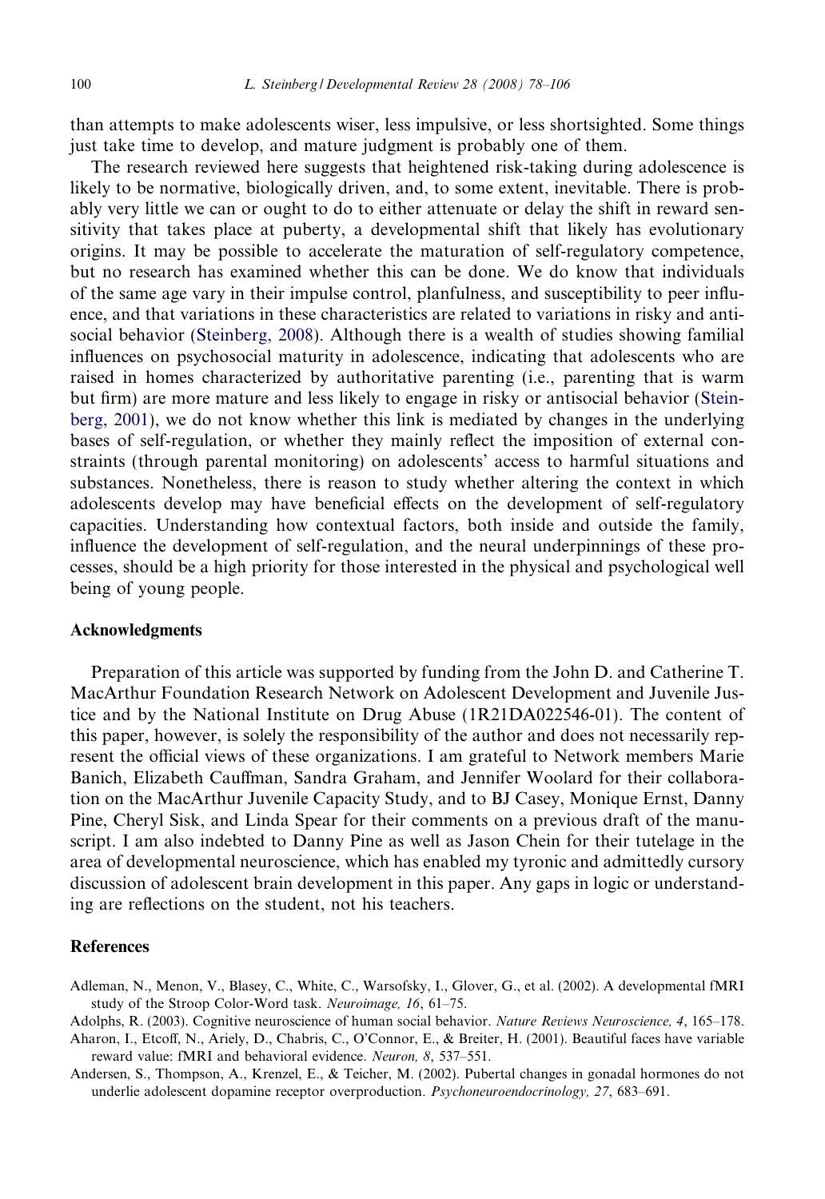than attempts to make adolescents wiser, less impulsive, or less shortsighted. Some things just take time to develop, and mature judgment is probably one of them.

The research reviewed here suggests that heightened risk-taking during adolescence is likely to be normative, biologically driven, and, to some extent, inevitable. There is probably very little we can or ought to do to either attenuate or delay the shift in reward sensitivity that takes place at puberty, a developmental shift that likely has evolutionary origins. It may be possible to accelerate the maturation of self-regulatory competence, but no research has examined whether this can be done. We do know that individuals of the same age vary in their impulse control, planfulness, and susceptibility to peer influence, and that variations in these characteristics are related to variations in risky and antisocial behavior (Steinberg, 2008). Although there is a wealth of studies showing familial influences on psychosocial maturity in adolescence, indicating that adolescents who are raised in homes characterized by authoritative parenting (i.e., parenting that is warm but firm) are more mature and less likely to engage in risky or antisocial behavior (Steinberg, 2001), we do not know whether this link is mediated by changes in the underlying bases of self-regulation, or whether they mainly reflect the imposition of external constraints (through parental monitoring) on adolescents' access to harmful situations and substances. Nonetheless, there is reason to study whether altering the context in which adolescents develop may have beneficial effects on the development of self-regulatory capacities. Understanding how contextual factors, both inside and outside the family, influence the development of self-regulation, and the neural underpinnings of these processes, should be a high priority for those interested in the physical and psychological well being of young people.

## Acknowledgments

Preparation of this article was supported by funding from the John D. and Catherine T. MacArthur Foundation Research Network on Adolescent Development and Juvenile Justice and by the National Institute on Drug Abuse (1R21DA022546-01). The content of this paper, however, is solely the responsibility of the author and does not necessarily represent the official views of these organizations. I am grateful to Network members Marie Banich, Elizabeth Cauffman, Sandra Graham, and Jennifer Woolard for their collaboration on the MacArthur Juvenile Capacity Study, and to BJ Casey, Monique Ernst, Danny Pine, Cheryl Sisk, and Linda Spear for their comments on a previous draft of the manuscript. I am also indebted to Danny Pine as well as Jason Chein for their tutelage in the area of developmental neuroscience, which has enabled my tyronic and admittedly cursory discussion of adolescent brain development in this paper. Any gaps in logic or understanding are reflections on the student, not his teachers.

## References

Adleman, N., Menon, V., Blasey, C., White, C., Warsofsky, I., Glover, G., et al. (2002). A developmental fMRI study of the Stroop Color-Word task. *Neuroimage, 16*, 61–75.

Adolphs, R. (2003). Cognitive neuroscience of human social behavior. *Nature Reviews Neuroscience, 4*, 165–178.

Aharon, I., Etcoff, N., Ariely, D., Chabris, C., O'Connor, E., & Breiter, H. (2001). Beautiful faces have variable reward value: fMRI and behavioral evidence. *Neuron, 8*, 537–551.

Andersen, S., Thompson, A., Krenzel, E., & Teicher, M. (2002). Pubertal changes in gonadal hormones do not underlie adolescent dopamine receptor overproduction. *Psychoneuroendocrinology, 27*, 683–691.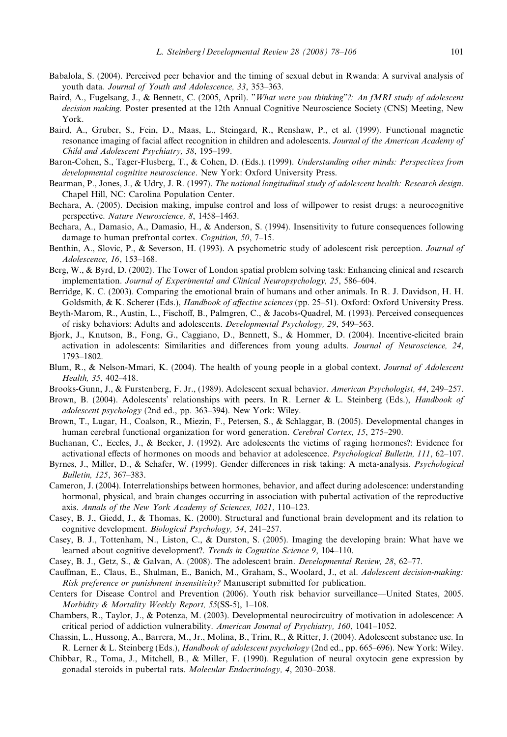Babalola, S. (2004). Perceived peer behavior and the timing of sexual debut in Rwanda: A survival analysis of youth data. *Journal of Youth and Adolescence, 33*, 353–363.

Baird, A., Fugelsang, J., & Bennett, C. (2005, April). "*What were you thinking*"*?: An fMRI study of adolescent decision making.* Poster presented at the 12th Annual Cognitive Neuroscience Society (CNS) Meeting, New York.

Baird, A., Gruber, S., Fein, D., Maas, L., Steingard, R., Renshaw, P., et al. (1999). Functional magnetic resonance imaging of facial affect recognition in children and adolescents. *Journal of the American Academy of Child and Adolescent Psychiatry, 38*, 195–199.

Baron-Cohen, S., Tager-Flusberg, T., & Cohen, D. (Eds.). (1999). *Understanding other minds: Perspectives from developmental cognitive neuroscience*. New York: Oxford University Press.

Bearman, P., Jones, J., & Udry, J. R. (1997). *The national longitudinal study of adolescent health: Research design*. Chapel Hill, NC: Carolina Population Center.

Bechara, A. (2005). Decision making, impulse control and loss of willpower to resist drugs: a neurocognitive perspective. *Nature Neuroscience, 8*, 1458–1463.

Bechara, A., Damasio, A., Damasio, H., & Anderson, S. (1994). Insensitivity to future consequences following damage to human prefrontal cortex. *Cognition, 50*, 7–15.

Benthin, A., Slovic, P., & Severson, H. (1993). A psychometric study of adolescent risk perception. *Journal of Adolescence, 16*, 153–168.

Berg, W., & Byrd, D. (2002). The Tower of London spatial problem solving task: Enhancing clinical and research implementation. *Journal of Experimental and Clinical Neuropsychology, 25*, 586–604.

Berridge, K. C. (2003). Comparing the emotional brain of humans and other animals. In R. J. Davidson, H. H. Goldsmith, & K. Scherer (Eds.), *Handbook of affective sciences* (pp. 25–51). Oxford: Oxford University Press.

Beyth-Marom, R., Austin, L., Fischoff, B., Palmgren, C., & Jacobs-Quadrel, M. (1993). Perceived consequences of risky behaviors: Adults and adolescents. *Developmental Psychology, 29*, 549–563.

Bjork, J., Knutson, B., Fong, G., Caggiano, D., Bennett, S., & Hommer, D. (2004). Incentive-elicited brain activation in adolescents: Similarities and differences from young adults. *Journal of Neuroscience, 24*, 1793–1802.

Blum, R., & Nelson-Mmari, K. (2004). The health of young people in a global context. *Journal of Adolescent Health, 35*, 402–418.

Brooks-Gunn, J., & Furstenberg, F. Jr., (1989). Adolescent sexual behavior. *American Psychologist, 44*, 249–257.

Brown, B. (2004). Adolescents' relationships with peers. In R. Lerner & L. Steinberg (Eds.), *Handbook of adolescent psychology* (2nd ed., pp. 363–394). New York: Wiley.

Brown, T., Lugar, H., Coalson, R., Miezin, F., Petersen, S., & Schlaggar, B. (2005). Developmental changes in human cerebral functional organization for word generation. *Cerebral Cortex, 15*, 275–290.

Buchanan, C., Eccles, J., & Becker, J. (1992). Are adolescents the victims of raging hormones?: Evidence for activational effects of hormones on moods and behavior at adolescence. *Psychological Bulletin, 111*, 62–107.

Byrnes, J., Miller, D., & Schafer, W. (1999). Gender differences in risk taking: A meta-analysis. *Psychological Bulletin, 125*, 367–383.

Cameron, J. (2004). Interrelationships between hormones, behavior, and affect during adolescence: understanding hormonal, physical, and brain changes occurring in association with pubertal activation of the reproductive axis. *Annals of the New York Academy of Sciences, 1021*, 110–123.

Casey, B. J., Giedd, J., & Thomas, K. (2000). Structural and functional brain development and its relation to cognitive development. *Biological Psychology, 54*, 241–257.

Casey, B. J., Tottenham, N., Liston, C., & Durston, S. (2005). Imaging the developing brain: What have we learned about cognitive development?. *Trends in Cognitive Science 9*, 104–110.

Casey, B. J., Getz, S., & Galvan, A. (2008). The adolescent brain. *Developmental Review, 28*, 62–77.

Cauffman, E., Claus, E., Shulman, E., Banich, M., Graham, S., Woolard, J., et al. *Adolescent decision-making: Risk preference or punishment insensitivity?* Manuscript submitted for publication.

Centers for Disease Control and Prevention (2006). Youth risk behavior surveillance—United States, 2005. *Morbidity & Mortality Weekly Report, 55*(SS-5), 1–108.

Chambers, R., Taylor, J., & Potenza, M. (2003). Developmental neurocircuitry of motivation in adolescence: A critical period of addiction vulnerability. *American Journal of Psychiatry, 160*, 1041–1052.

Chassin, L., Hussong, A., Barrera, M., Jr., Molina, B., Trim, R., & Ritter, J. (2004). Adolescent substance use. In R. Lerner & L. Steinberg (Eds.), *Handbook of adolescent psychology* (2nd ed., pp. 665–696). New York: Wiley.

Chibbar, R., Toma, J., Mitchell, B., & Miller, F. (1990). Regulation of neural oxytocin gene expression by gonadal steroids in pubertal rats. *Molecular Endocrinology, 4*, 2030–2038.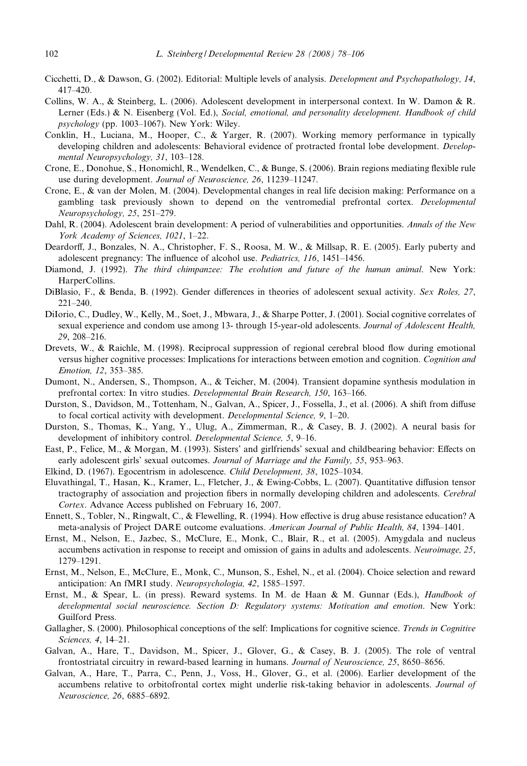Cicchetti, D., & Dawson, G. (2002). Editorial: Multiple levels of analysis. *Development and Psychopathology, 14*, 417–420.

Collins, W. A., & Steinberg, L. (2006). Adolescent development in interpersonal context. In W. Damon & R. Lerner (Eds.) & N. Eisenberg (Vol. Ed.), *Social, emotional, and personality development. Handbook of child psychology* (pp. 1003–1067). New York: Wiley.

Conklin, H., Luciana, M., Hooper, C., & Yarger, R. (2007). Working memory performance in typically developing children and adolescents: Behavioral evidence of protracted frontal lobe development. *Developmental Neuropsychology, 31*, 103–128.

Crone, E., Donohue, S., Honomichl, R., Wendelken, C., & Bunge, S. (2006). Brain regions mediating flexible rule use during development. *Journal of Neuroscience, 26*, 11239–11247.

Crone, E., & van der Molen, M. (2004). Developmental changes in real life decision making: Performance on a gambling task previously shown to depend on the ventromedial prefrontal cortex. *Developmental Neuropsychology, 25*, 251–279.

Dahl, R. (2004). Adolescent brain development: A period of vulnerabilities and opportunities. *Annals of the New York Academy of Sciences, 1021*, 1–22.

Deardorff, J., Bonzales, N. A., Christopher, F. S., Roosa, M. W., & Millsap, R. E. (2005). Early puberty and adolescent pregnancy: The influence of alcohol use. *Pediatrics, 116*, 1451–1456.

Diamond, J. (1992). *The third chimpanzee: The evolution and future of the human animal*. New York: HarperCollins.

DiBlasio, F., & Benda, B. (1992). Gender differences in theories of adolescent sexual activity. *Sex Roles, 27*, 221–240.

DiIorio, C., Dudley, W., Kelly, M., Soet, J., Mbwara, J., & Sharpe Potter, J. (2001). Social cognitive correlates of sexual experience and condom use among 13- through 15-year-old adolescents. *Journal of Adolescent Health, 29*, 208–216.

Drevets, W., & Raichle, M. (1998). Reciprocal suppression of regional cerebral blood flow during emotional versus higher cognitive processes: Implications for interactions between emotion and cognition. *Cognition and Emotion, 12*, 353–385.

Dumont, N., Andersen, S., Thompson, A., & Teicher, M. (2004). Transient dopamine synthesis modulation in prefrontal cortex: In vitro studies. *Developmental Brain Research, 150*, 163–166.

Durston, S., Davidson, M., Tottenham, N., Galvan, A., Spicer, J., Fossella, J., et al. (2006). A shift from diffuse to focal cortical activity with development. *Developmental Science, 9*, 1–20.

Durston, S., Thomas, K., Yang, Y., Ulug, A., Zimmerman, R., & Casey, B. J. (2002). A neural basis for development of inhibitory control. *Developmental Science, 5*, 9–16.

East, P., Felice, M., & Morgan, M. (1993). Sisters' and girlfriends' sexual and childbearing behavior: Effects on early adolescent girls' sexual outcomes. *Journal of Marriage and the Family, 55*, 953–963.

Elkind, D. (1967). Egocentrism in adolescence. *Child Development, 38*, 1025–1034.

Eluvathingal, T., Hasan, K., Kramer, L., Fletcher, J., & Ewing-Cobbs, L. (2007). Quantitative diffusion tensor tractography of association and projection fibers in normally developing children and adolescents. *Cerebral Cortex*. Advance Access published on February 16, 2007.

Ennett, S., Tobler, N., Ringwalt, C., & Flewelling, R. (1994). How effective is drug abuse resistance education? A meta-analysis of Project DARE outcome evaluations. *American Journal of Public Health, 84*, 1394–1401.

Ernst, M., Nelson, E., Jazbec, S., McClure, E., Monk, C., Blair, R., et al. (2005). Amygdala and nucleus accumbens activation in response to receipt and omission of gains in adults and adolescents. *Neuroimage, 25*, 1279–1291.

Ernst, M., Nelson, E., McClure, E., Monk, C., Munson, S., Eshel, N., et al. (2004). Choice selection and reward anticipation: An fMRI study. *Neuropsychologia, 42*, 1585–1597.

Ernst, M., & Spear, L. (in press). Reward systems. In M. de Haan & M. Gunnar (Eds.), *Handbook of developmental social neuroscience. Section D: Regulatory systems: Motivation and emotion*. New York: Guilford Press.

Gallagher, S. (2000). Philosophical conceptions of the self: Implications for cognitive science. *Trends in Cognitive Sciences, 4*, 14–21.

Galvan, A., Hare, T., Davidson, M., Spicer, J., Glover, G., & Casey, B. J. (2005). The role of ventral frontostriatal circuitry in reward-based learning in humans. *Journal of Neuroscience, 25*, 8650–8656.

Galvan, A., Hare, T., Parra, C., Penn, J., Voss, H., Glover, G., et al. (2006). Earlier development of the accumbens relative to orbitofrontal cortex might underlie risk-taking behavior in adolescents. *Journal of Neuroscience, 26*, 6885–6892.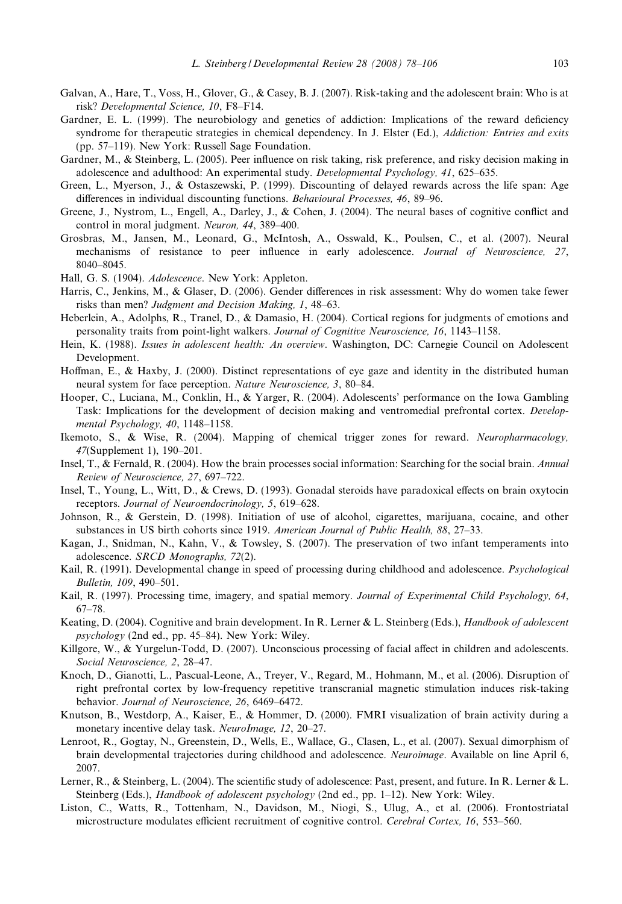Galvan, A., Hare, T., Voss, H., Glover, G., & Casey, B. J. (2007). Risk-taking and the adolescent brain: Who is at risk? *Developmental Science, 10*, F8–F14.

Gardner, E. L. (1999). The neurobiology and genetics of addiction: Implications of the reward deficiency syndrome for therapeutic strategies in chemical dependency. In J. Elster (Ed.), *Addiction: Entries and exits* (pp. 57–119). New York: Russell Sage Foundation.

Gardner, M., & Steinberg, L. (2005). Peer influence on risk taking, risk preference, and risky decision making in adolescence and adulthood: An experimental study. *Developmental Psychology, 41*, 625–635.

Green, L., Myerson, J., & Ostaszewski, P. (1999). Discounting of delayed rewards across the life span: Age differences in individual discounting functions. *Behavioural Processes, 46*, 89–96.

Greene, J., Nystrom, L., Engell, A., Darley, J., & Cohen, J. (2004). The neural bases of cognitive conflict and control in moral judgment. *Neuron, 44*, 389–400.

Grosbras, M., Jansen, M., Leonard, G., McIntosh, A., Osswald, K., Poulsen, C., et al. (2007). Neural mechanisms of resistance to peer influence in early adolescence. *Journal of Neuroscience, 27*, 8040–8045.

Hall, G. S. (1904). *Adolescence*. New York: Appleton.

Harris, C., Jenkins, M., & Glaser, D. (2006). Gender differences in risk assessment: Why do women take fewer risks than men? *Judgment and Decision Making, 1*, 48–63.

Heberlein, A., Adolphs, R., Tranel, D., & Damasio, H. (2004). Cortical regions for judgments of emotions and personality traits from point-light walkers. *Journal of Cognitive Neuroscience, 16*, 1143–1158.

Hein, K. (1988). *Issues in adolescent health: An overview*. Washington, DC: Carnegie Council on Adolescent Development.

Hoffman, E., & Haxby, J. (2000). Distinct representations of eye gaze and identity in the distributed human neural system for face perception. *Nature Neuroscience, 3*, 80–84.

Hooper, C., Luciana, M., Conklin, H., & Yarger, R. (2004). Adolescents' performance on the Iowa Gambling Task: Implications for the development of decision making and ventromedial prefrontal cortex. *Developmental Psychology, 40*, 1148–1158.

Ikemoto, S., & Wise, R. (2004). Mapping of chemical trigger zones for reward. *Neuropharmacology, 47*(Supplement 1), 190–201.

Insel, T., & Fernald, R. (2004). How the brain processes social information: Searching for the social brain. *Annual Review of Neuroscience, 27*, 697–722.

Insel, T., Young, L., Witt, D., & Crews, D. (1993). Gonadal steroids have paradoxical effects on brain oxytocin receptors. *Journal of Neuroendocrinology, 5*, 619–628.

Johnson, R., & Gerstein, D. (1998). Initiation of use of alcohol, cigarettes, marijuana, cocaine, and other substances in US birth cohorts since 1919. *American Journal of Public Health, 88*, 27–33.

Kagan, J., Snidman, N., Kahn, V., & Towsley, S. (2007). The preservation of two infant temperaments into adolescence. *SRCD Monographs, 72*(2).

Kail, R. (1991). Developmental change in speed of processing during childhood and adolescence. *Psychological Bulletin, 109*, 490–501.

Kail, R. (1997). Processing time, imagery, and spatial memory. *Journal of Experimental Child Psychology, 64*, 67–78.

Keating, D. (2004). Cognitive and brain development. In R. Lerner & L. Steinberg (Eds.), *Handbook of adolescent psychology* (2nd ed., pp. 45–84). New York: Wiley.

Killgore, W., & Yurgelun-Todd, D. (2007). Unconscious processing of facial affect in children and adolescents. *Social Neuroscience, 2*, 28–47.

Knoch, D., Gianotti, L., Pascual-Leone, A., Treyer, V., Regard, M., Hohmann, M., et al. (2006). Disruption of right prefrontal cortex by low-frequency repetitive transcranial magnetic stimulation induces risk-taking behavior. *Journal of Neuroscience, 26*, 6469–6472.

Knutson, B., Westdorp, A., Kaiser, E., & Hommer, D. (2000). FMRI visualization of brain activity during a monetary incentive delay task. *NeuroImage, 12*, 20–27.

Lenroot, R., Gogtay, N., Greenstein, D., Wells, E., Wallace, G., Clasen, L., et al. (2007). Sexual dimorphism of brain developmental trajectories during childhood and adolescence. *Neuroimage*. Available on line April 6, 2007.

Lerner, R., & Steinberg, L. (2004). The scientific study of adolescence: Past, present, and future. In R. Lerner & L. Steinberg (Eds.), *Handbook of adolescent psychology* (2nd ed., pp. 1–12). New York: Wiley.

Liston, C., Watts, R., Tottenham, N., Davidson, M., Niogi, S., Ulug, A., et al. (2006). Frontostriatal microstructure modulates efficient recruitment of cognitive control. *Cerebral Cortex, 16*, 553–560.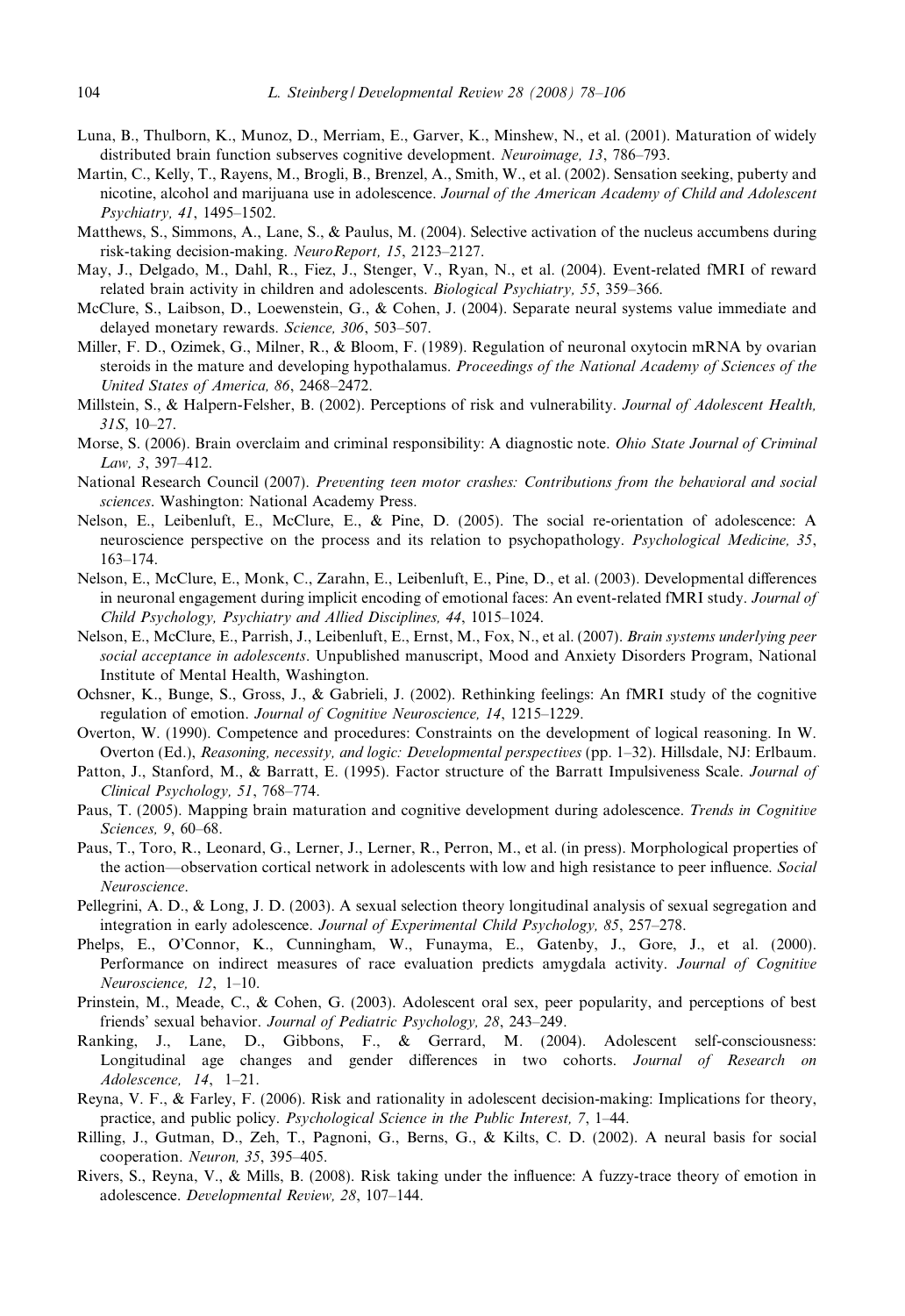Luna, B., Thulborn, K., Munoz, D., Merriam, E., Garver, K., Minshew, N., et al. (2001). Maturation of widely distributed brain function subserves cognitive development. *Neuroimage, 13*, 786–793.

Martin, C., Kelly, T., Rayens, M., Brogli, B., Brenzel, A., Smith, W., et al. (2002). Sensation seeking, puberty and nicotine, alcohol and marijuana use in adolescence. *Journal of the American Academy of Child and Adolescent Psychiatry, 41*, 1495–1502.

Matthews, S., Simmons, A., Lane, S., & Paulus, M. (2004). Selective activation of the nucleus accumbens during risk-taking decision-making. *NeuroReport, 15*, 2123–2127.

May, J., Delgado, M., Dahl, R., Fiez, J., Stenger, V., Ryan, N., et al. (2004). Event-related fMRI of reward related brain activity in children and adolescents. *Biological Psychiatry, 55*, 359–366.

McClure, S., Laibson, D., Loewenstein, G., & Cohen, J. (2004). Separate neural systems value immediate and delayed monetary rewards. *Science, 306*, 503–507.

Miller, F. D., Ozimek, G., Milner, R., & Bloom, F. (1989). Regulation of neuronal oxytocin mRNA by ovarian steroids in the mature and developing hypothalamus. *Proceedings of the National Academy of Sciences of the United States of America, 86*, 2468–2472.

Millstein, S., & Halpern-Felsher, B. (2002). Perceptions of risk and vulnerability. *Journal of Adolescent Health, 31S*, 10–27.

Morse, S. (2006). Brain overclaim and criminal responsibility: A diagnostic note. *Ohio State Journal of Criminal Law, 3*, 397–412.

National Research Council (2007). *Preventing teen motor crashes: Contributions from the behavioral and social sciences*. Washington: National Academy Press.

Nelson, E., Leibenluft, E., McClure, E., & Pine, D. (2005). The social re-orientation of adolescence: A neuroscience perspective on the process and its relation to psychopathology. *Psychological Medicine, 35*, 163–174.

Nelson, E., McClure, E., Monk, C., Zarahn, E., Leibenluft, E., Pine, D., et al. (2003). Developmental differences in neuronal engagement during implicit encoding of emotional faces: An event-related fMRI study. *Journal of Child Psychology, Psychiatry and Allied Disciplines, 44*, 1015–1024.

Nelson, E., McClure, E., Parrish, J., Leibenluft, E., Ernst, M., Fox, N., et al. (2007). *Brain systems underlying peer social acceptance in adolescents*. Unpublished manuscript, Mood and Anxiety Disorders Program, National Institute of Mental Health, Washington.

Ochsner, K., Bunge, S., Gross, J., & Gabrieli, J. (2002). Rethinking feelings: An fMRI study of the cognitive regulation of emotion. *Journal of Cognitive Neuroscience, 14*, 1215–1229.

Overton, W. (1990). Competence and procedures: Constraints on the development of logical reasoning. In W. Overton (Ed.), *Reasoning, necessity, and logic: Developmental perspectives* (pp. 1–32). Hillsdale, NJ: Erlbaum.

Patton, J., Stanford, M., & Barratt, E. (1995). Factor structure of the Barratt Impulsiveness Scale. *Journal of Clinical Psychology, 51*, 768–774.

Paus, T. (2005). Mapping brain maturation and cognitive development during adolescence. *Trends in Cognitive Sciences, 9*, 60–68.

Paus, T., Toro, R., Leonard, G., Lerner, J., Lerner, R., Perron, M., et al. (in press). Morphological properties of the action—observation cortical network in adolescents with low and high resistance to peer influence. *Social Neuroscience*.

Pellegrini, A. D., & Long, J. D. (2003). A sexual selection theory longitudinal analysis of sexual segregation and integration in early adolescence. *Journal of Experimental Child Psychology, 85*, 257–278.

Phelps, E., O'Connor, K., Cunningham, W., Funayma, E., Gatenby, J., Gore, J., et al. (2000). Performance on indirect measures of race evaluation predicts amygdala activity. *Journal of Cognitive Neuroscience, 12*, 1–10.

Prinstein, M., Meade, C., & Cohen, G. (2003). Adolescent oral sex, peer popularity, and perceptions of best friends' sexual behavior. *Journal of Pediatric Psychology, 28*, 243–249.

Ranking, J., Lane, D., Gibbons, F., & Gerrard, M. (2004). Adolescent self-consciousness: Longitudinal age changes and gender differences in two cohorts. *Journal of Research on Adolescence, 14*, 1–21.

Reyna, V. F., & Farley, F. (2006). Risk and rationality in adolescent decision-making: Implications for theory, practice, and public policy. *Psychological Science in the Public Interest, 7*, 1–44.

Rilling, J., Gutman, D., Zeh, T., Pagnoni, G., Berns, G., & Kilts, C. D. (2002). A neural basis for social cooperation. *Neuron, 35*, 395–405.

Rivers, S., Reyna, V., & Mills, B. (2008). Risk taking under the influence: A fuzzy-trace theory of emotion in adolescence. *Developmental Review, 28*, 107–144.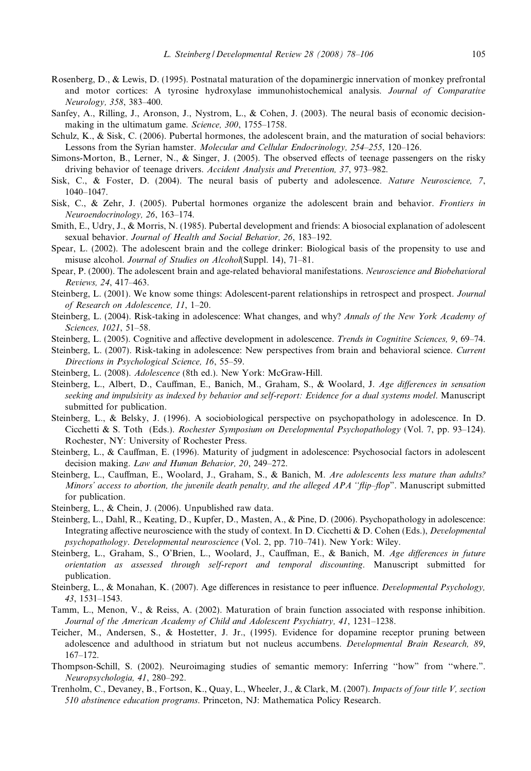Rosenberg, D., & Lewis, D. (1995). Postnatal maturation of the dopaminergic innervation of monkey prefrontal and motor cortices: A tyrosine hydroxylase immunohistochemical analysis. *Journal of Comparative Neurology, 358*, 383–400.

Sanfey, A., Rilling, J., Aronson, J., Nystrom, L., & Cohen, J. (2003). The neural basis of economic decision-making in the ultimatum game. *Science, 300*, 1755–1758.

Schulz, K., & Sisk, C. (2006). Pubertal hormones, the adolescent brain, and the maturation of social behaviors: Lessons from the Syrian hamster. *Molecular and Cellular Endocrinology, 254–255*, 120–126.

Simons-Morton, B., Lerner, N., & Singer, J. (2005). The observed effects of teenage passengers on the risky driving behavior of teenage drivers. *Accident Analysis and Prevention, 37*, 973–982.

Sisk, C., & Foster, D. (2004). The neural basis of puberty and adolescence. *Nature Neuroscience, 7*, 1040–1047.

Sisk, C., & Zehr, J. (2005). Pubertal hormones organize the adolescent brain and behavior. *Frontiers in Neuroendocrinology, 26*, 163–174.

Smith, E., Udry, J., & Morris, N. (1985). Pubertal development and friends: A biosocial explanation of adolescent sexual behavior. *Journal of Health and Social Behavior, 26*, 183–192.

Spear, L. (2002). The adolescent brain and the college drinker: Biological basis of the propensity to use and misuse alcohol. *Journal of Studies on Alcohol*(Suppl. 14), 71–81.

Spear, P. (2000). The adolescent brain and age-related behavioral manifestations. *Neuroscience and Biobehavioral Reviews, 24*, 417–463.

Steinberg, L. (2001). We know some things: Adolescent-parent relationships in retrospect and prospect. *Journal of Research on Adolescence, 11*, 1–20.

Steinberg, L. (2004). Risk-taking in adolescence: What changes, and why? *Annals of the New York Academy of Sciences, 1021*, 51–58.

Steinberg, L. (2005). Cognitive and affective development in adolescence. *Trends in Cognitive Sciences, 9*, 69–74.

Steinberg, L. (2007). Risk-taking in adolescence: New perspectives from brain and behavioral science. *Current Directions in Psychological Science, 16*, 55–59.

Steinberg, L. (2008). *Adolescence* (8th ed.). New York: McGraw-Hill.

Steinberg, L., Albert, D., Cauffman, E., Banich, M., Graham, S., & Woolard, J. *Age differences in sensation seeking and impulsivity as indexed by behavior and self-report: Evidence for a dual systems model*. Manuscript submitted for publication.

Steinberg, L., & Belsky, J. (1996). A sociobiological perspective on psychopathology in adolescence. In D. Cicchetti & S. Toth (Eds.). *Rochester Symposium on Developmental Psychopathology* (Vol. 7, pp. 93–124). Rochester, NY: University of Rochester Press.

Steinberg, L., & Cauffman, E. (1996). Maturity of judgment in adolescence: Psychosocial factors in adolescent decision making. *Law and Human Behavior, 20*, 249–272.

Steinberg, L., Cauffman, E., Woolard, J., Graham, S., & Banich, M. *Are adolescents less mature than adults? Minors' access to abortion, the juvenile death penalty, and the alleged APA "flip–flop"*. Manuscript submitted for publication.

Steinberg, L., & Chein, J. (2006). Unpublished raw data.

Steinberg, L., Dahl, R., Keating, D., Kupfer, D., Masten, A., & Pine, D. (2006). Psychopathology in adolescence: Integrating affective neuroscience with the study of context. In D. Cicchetti & D. Cohen (Eds.), *Developmental psychopathology*. *Developmental neuroscience* (Vol. 2, pp. 710–741). New York: Wiley.

Steinberg, L., Graham, S., O'Brien, L., Woolard, J., Cauffman, E., & Banich, M. *Age differences in future orientation as assessed through self-report and temporal discounting*. Manuscript submitted for publication.

Steinberg, L., & Monahan, K. (2007). Age differences in resistance to peer influence. *Developmental Psychology, 43*, 1531–1543.

Tamm, L., Menon, V., & Reiss, A. (2002). Maturation of brain function associated with response inhibition. *Journal of the American Academy of Child and Adolescent Psychiatry, 41*, 1231–1238.

Teicher, M., Andersen, S., & Hostetter, J. Jr., (1995). Evidence for dopamine receptor pruning between adolescence and adulthood in striatum but not nucleus accumbens. *Developmental Brain Research, 89*, 167–172.

Thompson-Schill, S. (2002). Neuroimaging studies of semantic memory: Inferring "how" from "where.". *Neuropsychologia, 41*, 280–292.

Trenholm, C., Devaney, B., Fortson, K., Quay, L., Wheeler, J., & Clark, M. (2007). *Impacts of four title V, section 510 abstinence education programs.* Princeton, NJ: Mathematica Policy Research.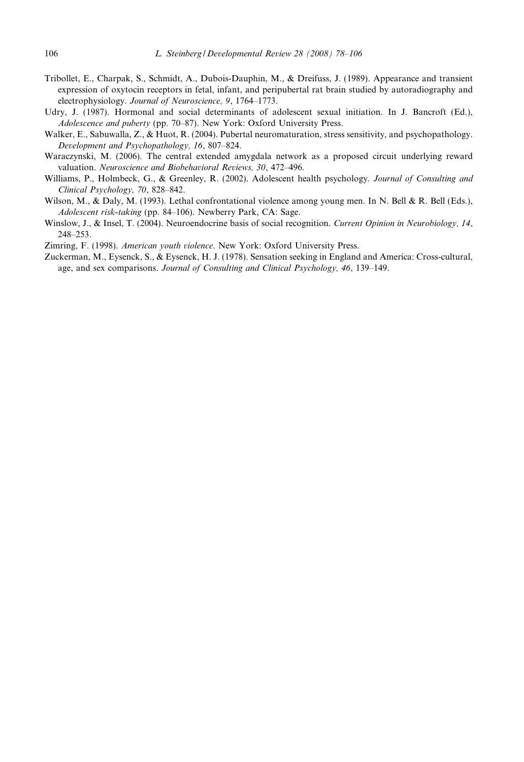Tribollet, E., Charpak, S., Schmidt, A., Dubois-Dauphin, M., & Dreifuss, J. (1989). Appearance and transient expression of oxytocin receptors in fetal, infant, and peripubertal rat brain studied by autoradiography and electrophysiology. *Journal of Neuroscience, 9*, 1764–1773.

Udry, J. (1987). Hormonal and social determinants of adolescent sexual initiation. In J. Bancroft (Ed.), *Adolescence and puberty* (pp. 70–87). New York: Oxford University Press.

Walker, E., Sabuwalla, Z., & Huot, R. (2004). Pubertal neuromaturation, stress sensitivity, and psychopathology. *Development and Psychopathology, 16*, 807–824.

Waraczynski, M. (2006). The central extended amygdala network as a proposed circuit underlying reward valuation. *Neuroscience and Biobehavioral Reviews, 30*, 472–496.

Williams, P., Holmbeck, G., & Greenley, R. (2002). Adolescent health psychology. *Journal of Consulting and Clinical Psychology, 70*, 828–842.

Wilson, M., & Daly, M. (1993). Lethal confrontational violence among young men. In N. Bell & R. Bell (Eds.), *Adolescent risk-taking* (pp. 84–106). Newberry Park, CA: Sage.

Winslow, J., & Insel, T. (2004). Neuroendocrine basis of social recognition. *Current Opinion in Neurobiology, 14*, 248–253.

Zimring, F. (1998). *American youth violence*. New York: Oxford University Press.

Zuckerman, M., Eysenck, S., & Eysenck, H. J. (1978). Sensation seeking in England and America: Cross-cultural, age, and sex comparisons. *Journal of Consulting and Clinical Psychology, 46*, 139–149.